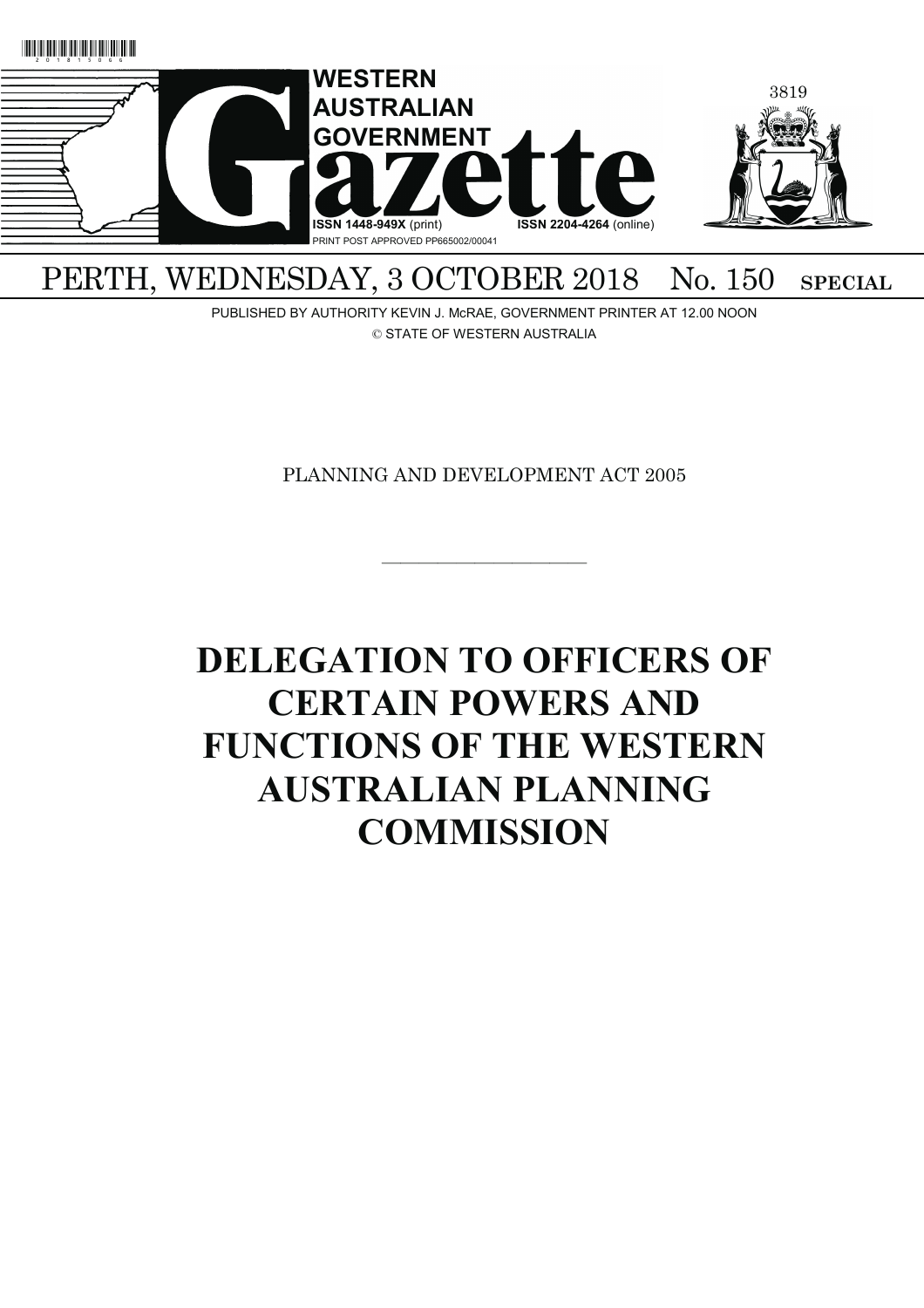# WESTERN AUSTRALIAN GOVERNMENT Gazette

ISSN 1448-949X (print) ISSN 2204-4264 (online)

PRINT POST APPROVED PP665002/00041

PERTH, WEDNESDAY, 3 OCTOBER 2018 No. 150 **SPECIAL**

PUBLISHED BY AUTHORITY KEVIN J. McRAE, GOVERNMENT PRINTER AT 12.00 NOON

© STATE OF WESTERN AUSTRALIA

PLANNING AND DEVELOPMENT ACT 2005

---

# DELEGATION TO OFFICERS OF CERTAIN POWERS AND FUNCTIONS OF THE WESTERN AUSTRALIAN PLANNING COMMISSION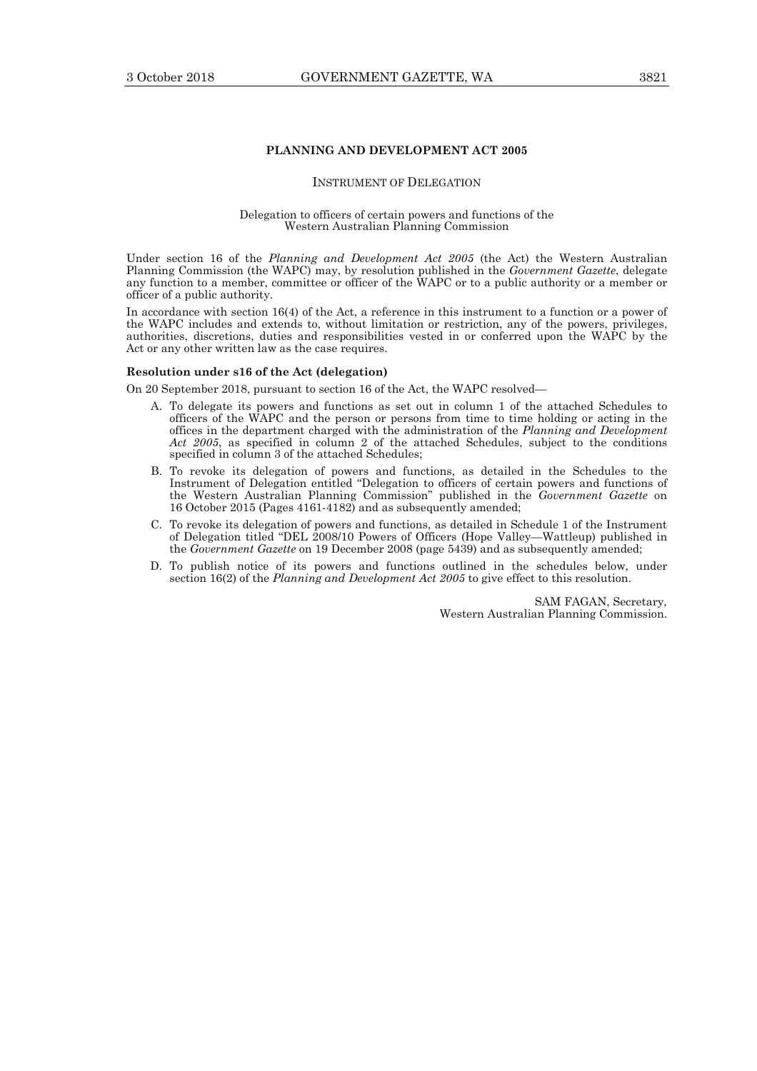## PLANNING AND DEVELOPMENT ACT 2005

INSTRUMENT OF DELEGATION

Delegation to officers of certain powers and functions of the Western Australian Planning Commission

Under section 16 of the *Planning and Development Act 2005* (the Act) the Western Australian Planning Commission (the WAPC) may, by resolution published in the *Government Gazette*, delegate any function to a member, committee or officer of the WAPC or to a public authority or a member or officer of a public authority.

In accordance with section 16(4) of the Act, a reference in this instrument to a function or a power of the WAPC includes and extends to, without limitation or restriction, any of the powers, privileges, authorities, discretions, duties and responsibilities vested in or conferred upon the WAPC by the Act or any other written law as the case requires.

**Resolution under s16 of the Act (delegation)**

On 20 September 2018, pursuant to section 16 of the Act, the WAPC resolved—

A. To delegate its powers and functions as set out in column 1 of the attached Schedules to officers of the WAPC and the person or persons from time to time holding or acting in the offices in the department charged with the administration of the *Planning and Development Act 2005*, as specified in column 2 of the attached Schedules, subject to the conditions specified in column 3 of the attached Schedules;

B. To revoke its delegation of powers and functions, as detailed in the Schedules to the Instrument of Delegation entitled "Delegation to officers of certain powers and functions of the Western Australian Planning Commission" published in the *Government Gazette* on 16 October 2015 (Pages 4161-4182) and as subsequently amended;

C. To revoke its delegation of powers and functions, as detailed in Schedule 1 of the Instrument of Delegation titled "DEL 2008/10 Powers of Officers (Hope Valley—Wattleup) published in the *Government Gazette* on 19 December 2008 (page 5439) and as subsequently amended;

D. To publish notice of its powers and functions outlined in the schedules below, under section 16(2) of the *Planning and Development Act 2005* to give effect to this resolution.

SAM FAGAN, Secretary,
Western Australian Planning Commission.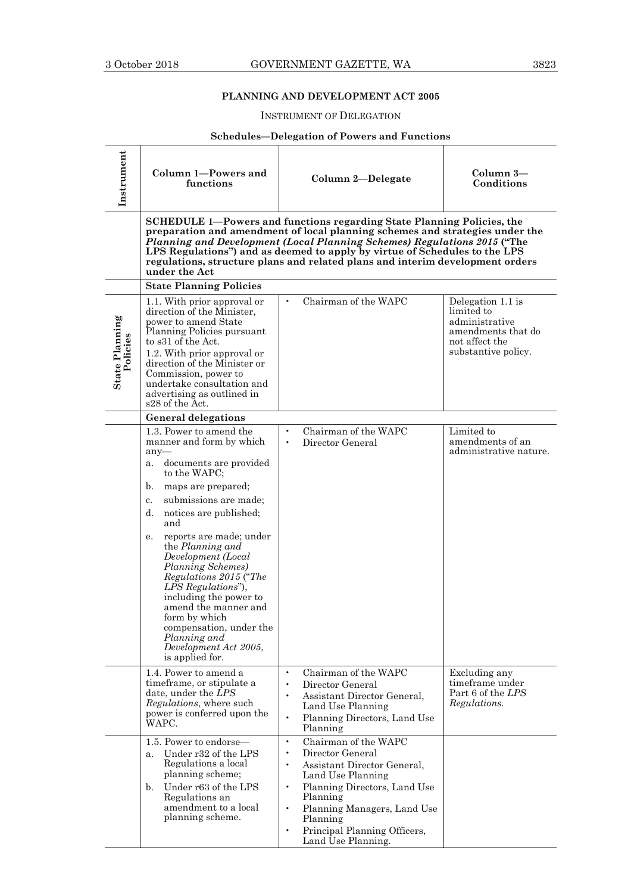## PLANNING AND DEVELOPMENT ACT 2005

INSTRUMENT OF DELEGATION

**Schedules—Delegation of Powers and Functions**

| Instrument | Column 1—Powers and functions | Column 2—Delegate | Column 3—Conditions |
|---|---|---|---|
| | **SCHEDULE 1—Powers and functions regarding State Planning Policies, the preparation and amendment of local planning schemes and strategies under the *Planning and Development (Local Planning Schemes) Regulations 2015* ("The LPS Regulations") and as deemed to apply by virtue of Schedules to the LPS regulations, structure plans and related plans and interim development orders under the Act** | | |
| | **State Planning Policies** | | |
| **State Planning Policies** | 1.1. With prior approval or direction of the Minister, power to amend State Planning Policies pursuant to s31 of the Act.<br>1.2. With prior approval or direction of the Minister or Commission, power to undertake consultation and advertising as outlined in s28 of the Act. | • Chairman of the WAPC | Delegation 1.1 is limited to administrative amendments that do not affect the substantive policy. |
| | **General delegations** | | |
| | 1.3. Power to amend the manner and form by which any—<br>a. documents are provided to the WAPC;<br>b. maps are prepared;<br>c. submissions are made;<br>d. notices are published; and<br>e. reports are made; under the *Planning and Development (Local Planning Schemes) Regulations 2015* ("*The LPS Regulations*"), including the power to amend the manner and form by which compensation, under the *Planning and Development Act 2005*, is applied for. | • Chairman of the WAPC<br>• Director General | Limited to amendments of an administrative nature. |
| | 1.4. Power to amend a timeframe, or stipulate a date, under the *LPS Regulations*, where such power is conferred upon the WAPC. | • Chairman of the WAPC<br>• Director General<br>• Assistant Director General, Land Use Planning<br>• Planning Directors, Land Use Planning | Excluding any timeframe under Part 6 of the *LPS Regulations*. |
| | 1.5. Power to endorse—<br>a. Under r32 of the LPS Regulations a local planning scheme;<br>b. Under r63 of the LPS Regulations an amendment to a local planning scheme. | • Chairman of the WAPC<br>• Director General<br>• Assistant Director General, Land Use Planning<br>• Planning Directors, Land Use Planning<br>• Planning Managers, Land Use Planning<br>• Principal Planning Officers, Land Use Planning. | |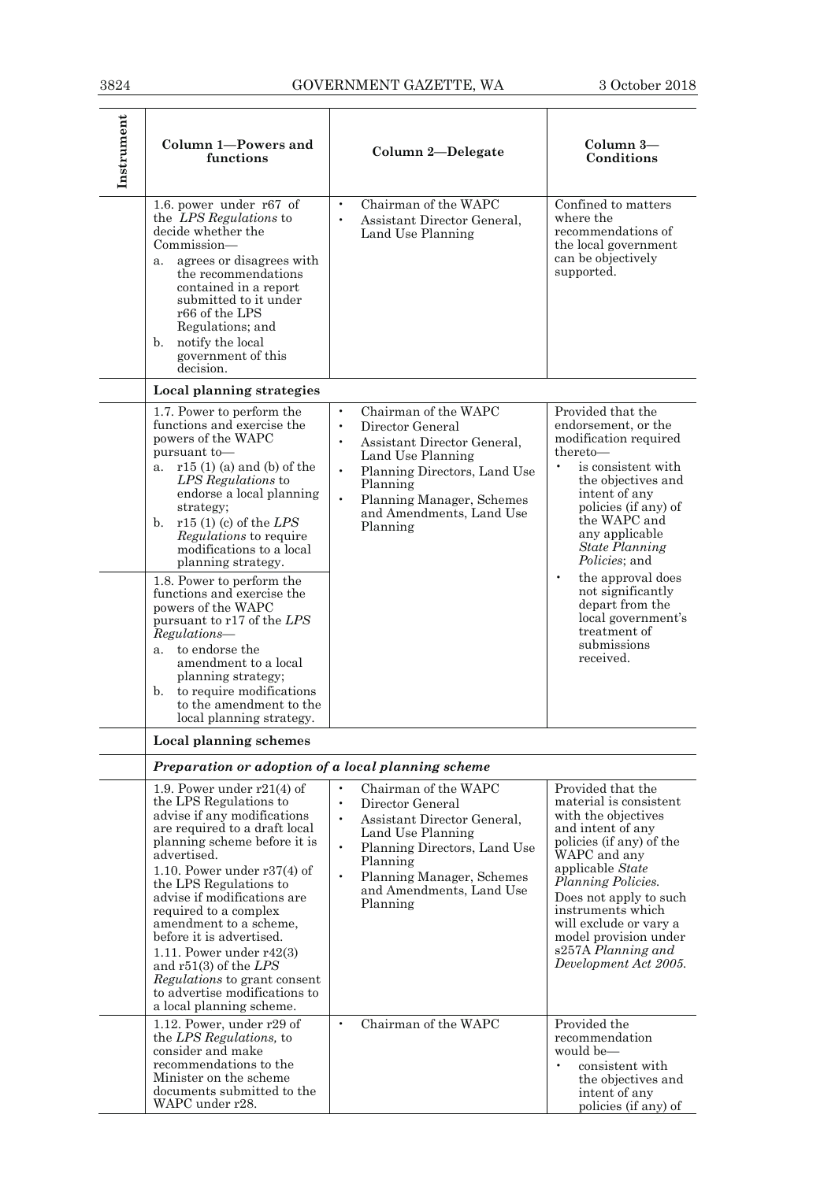| Instrument | Column 1—Powers and functions | Column 2—Delegate | Column 3—Conditions |
|---|---|---|---|
| | 1.6. power under r67 of the *LPS Regulations* to decide whether the Commission—<br>a. agrees or disagrees with the recommendations contained in a report submitted to it under r66 of the LPS Regulations; and<br>b. notify the local government of this decision. | • Chairman of the WAPC<br>• Assistant Director General, Land Use Planning | Confined to matters where the recommendations of the local government can be objectively supported. |
| | **Local planning strategies** | | |
| | 1.7. Power to perform the functions and exercise the powers of the WAPC pursuant to—<br>a. r15 (1) (a) and (b) of the *LPS Regulations* to endorse a local planning strategy;<br>b. r15 (1) (c) of the *LPS Regulations* to require modifications to a local planning strategy.<br><br>1.8. Power to perform the functions and exercise the powers of the WAPC pursuant to r17 of the *LPS Regulations*—<br>a. to endorse the amendment to a local planning strategy;<br>b. to require modifications to the amendment to the local planning strategy. | • Chairman of the WAPC<br>• Director General<br>• Assistant Director General, Land Use Planning<br>• Planning Directors, Land Use Planning<br>• Planning Manager, Schemes and Amendments, Land Use Planning | Provided that the endorsement, or the modification required thereto—<br>• is consistent with the objectives and intent of any policies (if any) of the WAPC and any applicable *State Planning Policies*; and<br>• the approval does not significantly depart from the local government's treatment of submissions received. |
| | **Local planning schemes** | | |
| | ***Preparation or adoption of a local planning scheme*** | | |
| | 1.9. Power under r21(4) of the LPS Regulations to advise if any modifications are required to a draft local planning scheme before it is advertised.<br>1.10. Power under r37(4) of the LPS Regulations to advise if modifications are required to a complex amendment to a scheme, before it is advertised.<br>1.11. Power under r42(3) and r51(3) of the *LPS Regulations* to grant consent to advertise modifications to a local planning scheme. | • Chairman of the WAPC<br>• Director General<br>• Assistant Director General, Land Use Planning<br>• Planning Directors, Land Use Planning<br>• Planning Manager, Schemes and Amendments, Land Use Planning | Provided that the material is consistent with the objectives and intent of any policies (if any) of the WAPC and any applicable *State Planning Policies.*<br>Does not apply to such instruments which will exclude or vary a model provision under s257A *Planning and Development Act 2005.* |
| | 1.12. Power, under r29 of the *LPS Regulations,* to consider and make recommendations to the Minister on the scheme documents submitted to the WAPC under r28. | • Chairman of the WAPC | Provided the recommendation would be—<br>• consistent with the objectives and intent of any policies (if any) of |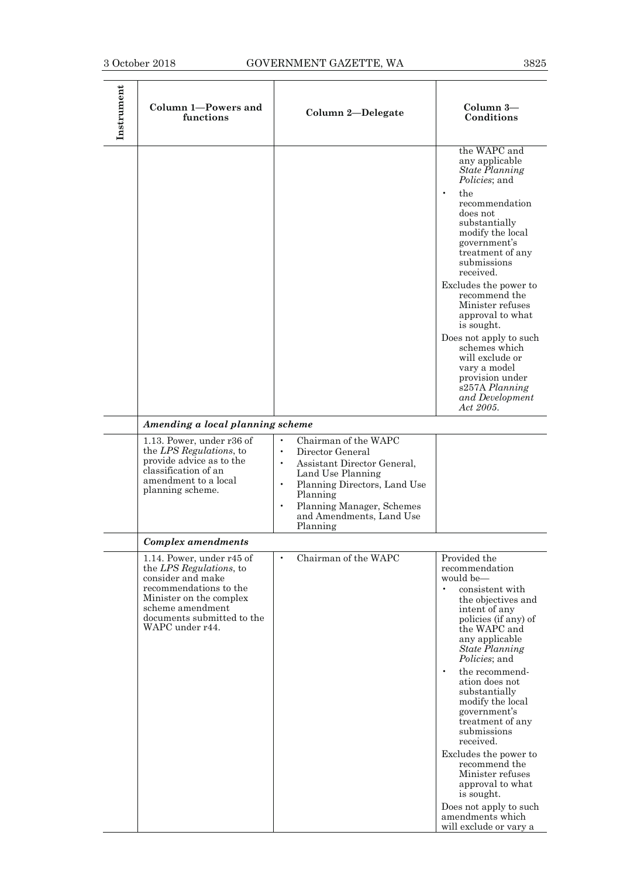| Instrument | Column 1—Powers and functions | Column 2—Delegate | Column 3—Conditions |
|---|---|---|---|
| | | | the WAPC and any applicable *State Planning Policies*; and<br>• the recommendation does not substantially modify the local government's treatment of any submissions received.<br>Excludes the power to recommend the Minister refuses approval to what is sought.<br>Does not apply to such schemes which will exclude or vary a model provision under s257A *Planning and Development Act 2005*. |
| | ***Amending a local planning scheme*** | | |
| | 1.13. Power, under r36 of the *LPS Regulations*, to provide advice as to the classification of an amendment to a local planning scheme. | • Chairman of the WAPC<br>• Director General<br>• Assistant Director General, Land Use Planning<br>• Planning Directors, Land Use Planning<br>• Planning Manager, Schemes and Amendments, Land Use Planning | |
| | ***Complex amendments*** | | |
| | 1.14. Power, under r45 of the *LPS Regulations*, to consider and make recommendations to the Minister on the complex scheme amendment documents submitted to the WAPC under r44. | • Chairman of the WAPC | Provided the recommendation would be—<br>• consistent with the objectives and intent of any policies (if any) of the WAPC and any applicable *State Planning Policies*; and<br>• the recommendation does not substantially modify the local government's treatment of any submissions received.<br>Excludes the power to recommend the Minister refuses approval to what is sought.<br>Does not apply to such amendments which will exclude or vary a |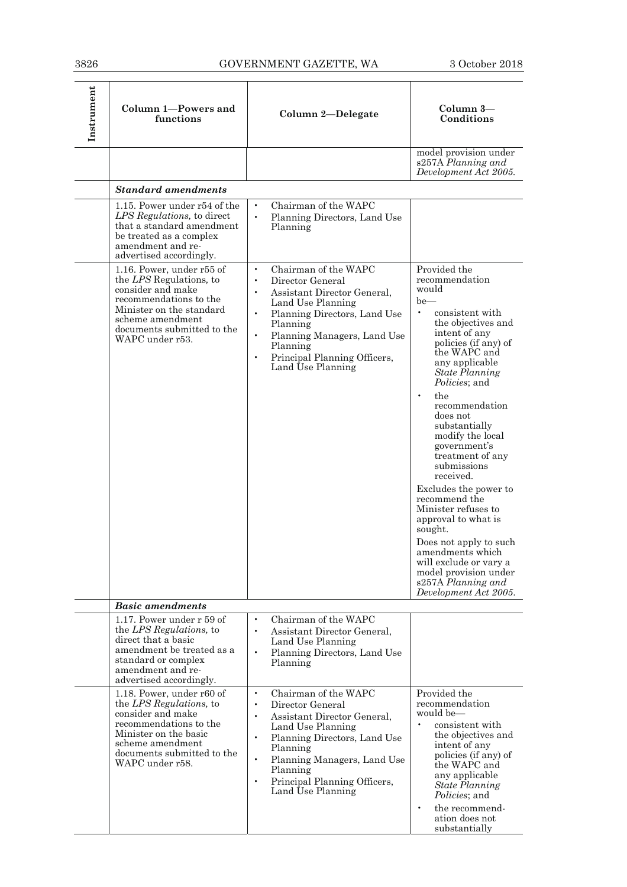| Instrument | Column 1—Powers and functions | Column 2—Delegate | Column 3—Conditions |
|---|---|---|---|
| | | | model provision under s257A *Planning and Development Act 2005.* |
| | ***Standard amendments*** | | |
| | 1.15. Power under r54 of the *LPS Regulations,* to direct that a standard amendment be treated as a complex amendment and re-advertised accordingly. | • Chairman of the WAPC<br>• Planning Directors, Land Use Planning | |
| | 1.16. Power, under r55 of the *LPS* Regulations, to consider and make recommendations to the Minister on the standard scheme amendment documents submitted to the WAPC under r53. | • Chairman of the WAPC<br>• Director General<br>• Assistant Director General, Land Use Planning<br>• Planning Directors, Land Use Planning<br>• Planning Managers, Land Use Planning<br>• Principal Planning Officers, Land Use Planning | Provided the recommendation would be—<br>• consistent with the objectives and intent of any policies (if any) of the WAPC and any applicable *State Planning Policies*; and<br>• the recommendation does not substantially modify the local government's treatment of any submissions received.<br>Excludes the power to recommend the Minister refuses to approval to what is sought.<br>Does not apply to such amendments which will exclude or vary a model provision under s257A *Planning and Development Act 2005.* |
| | ***Basic amendments*** | | |
| | 1.17. Power under r 59 of the *LPS Regulations,* to direct that a basic amendment be treated as a standard or complex amendment and re-advertised accordingly. | • Chairman of the WAPC<br>• Assistant Director General, Land Use Planning<br>• Planning Directors, Land Use Planning | |
| | 1.18. Power, under r60 of the *LPS Regulations,* to consider and make recommendations to the Minister on the basic scheme amendment documents submitted to the WAPC under r58. | • Chairman of the WAPC<br>• Director General<br>• Assistant Director General, Land Use Planning<br>• Planning Directors, Land Use Planning<br>• Planning Managers, Land Use Planning<br>• Principal Planning Officers, Land Use Planning | Provided the recommendation would be—<br>• consistent with the objectives and intent of any policies (if any) of the WAPC and any applicable *State Planning Policies*; and<br>• the recommend-ation does not substantially |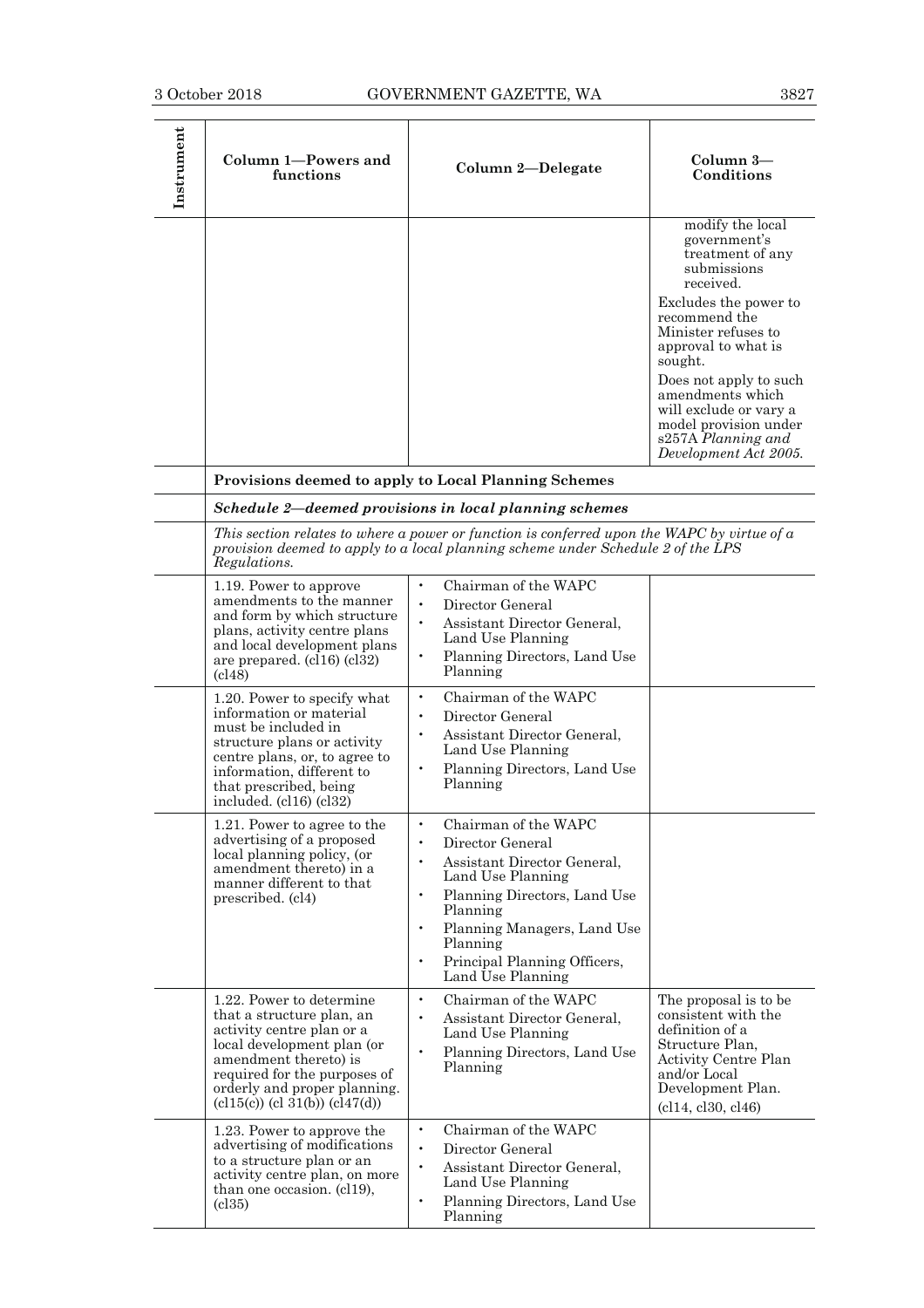| Instrument | Column 1—Powers and functions | Column 2—Delegate | Column 3—Conditions |
|---|---|---|---|
| | | | modify the local government's treatment of any submissions received.<br><br>Excludes the power to recommend the Minister refuses to approval to what is sought.<br><br>Does not apply to such amendments which will exclude or vary a model provision under s257A *Planning and Development Act 2005.* |
| | **Provisions deemed to apply to Local Planning Schemes** | | |
| | ***Schedule 2—deemed provisions in local planning schemes*** | | |
| | *This section relates to where a power or function is conferred upon the WAPC by virtue of a provision deemed to apply to a local planning scheme under Schedule 2 of the LPS Regulations.* | | |
| | 1.19. Power to approve amendments to the manner and form by which structure plans, activity centre plans and local development plans are prepared. (cl16) (cl32) (cl48) | • Chairman of the WAPC<br>• Director General<br>• Assistant Director General, Land Use Planning<br>• Planning Directors, Land Use Planning | |
| | 1.20. Power to specify what information or material must be included in structure plans or activity centre plans, or, to agree to information, different to that prescribed, being included. (cl16) (cl32) | • Chairman of the WAPC<br>• Director General<br>• Assistant Director General, Land Use Planning<br>• Planning Directors, Land Use Planning | |
| | 1.21. Power to agree to the advertising of a proposed local planning policy, (or amendment thereto) in a manner different to that prescribed. (cl4) | • Chairman of the WAPC<br>• Director General<br>• Assistant Director General, Land Use Planning<br>• Planning Directors, Land Use Planning<br>• Planning Managers, Land Use Planning<br>• Principal Planning Officers, Land Use Planning | |
| | 1.22. Power to determine that a structure plan, an activity centre plan or a local development plan (or amendment thereto) is required for the purposes of orderly and proper planning. (cl15(c)) (cl 31(b)) (cl47(d)) | • Chairman of the WAPC<br>• Assistant Director General, Land Use Planning<br>• Planning Directors, Land Use Planning | The proposal is to be consistent with the definition of a Structure Plan, Activity Centre Plan and/or Local Development Plan.<br><br>(cl14, cl30, cl46) |
| | 1.23. Power to approve the advertising of modifications to a structure plan or an activity centre plan, on more than one occasion. (cl19), (cl35) | • Chairman of the WAPC<br>• Director General<br>• Assistant Director General, Land Use Planning<br>• Planning Directors, Land Use Planning | |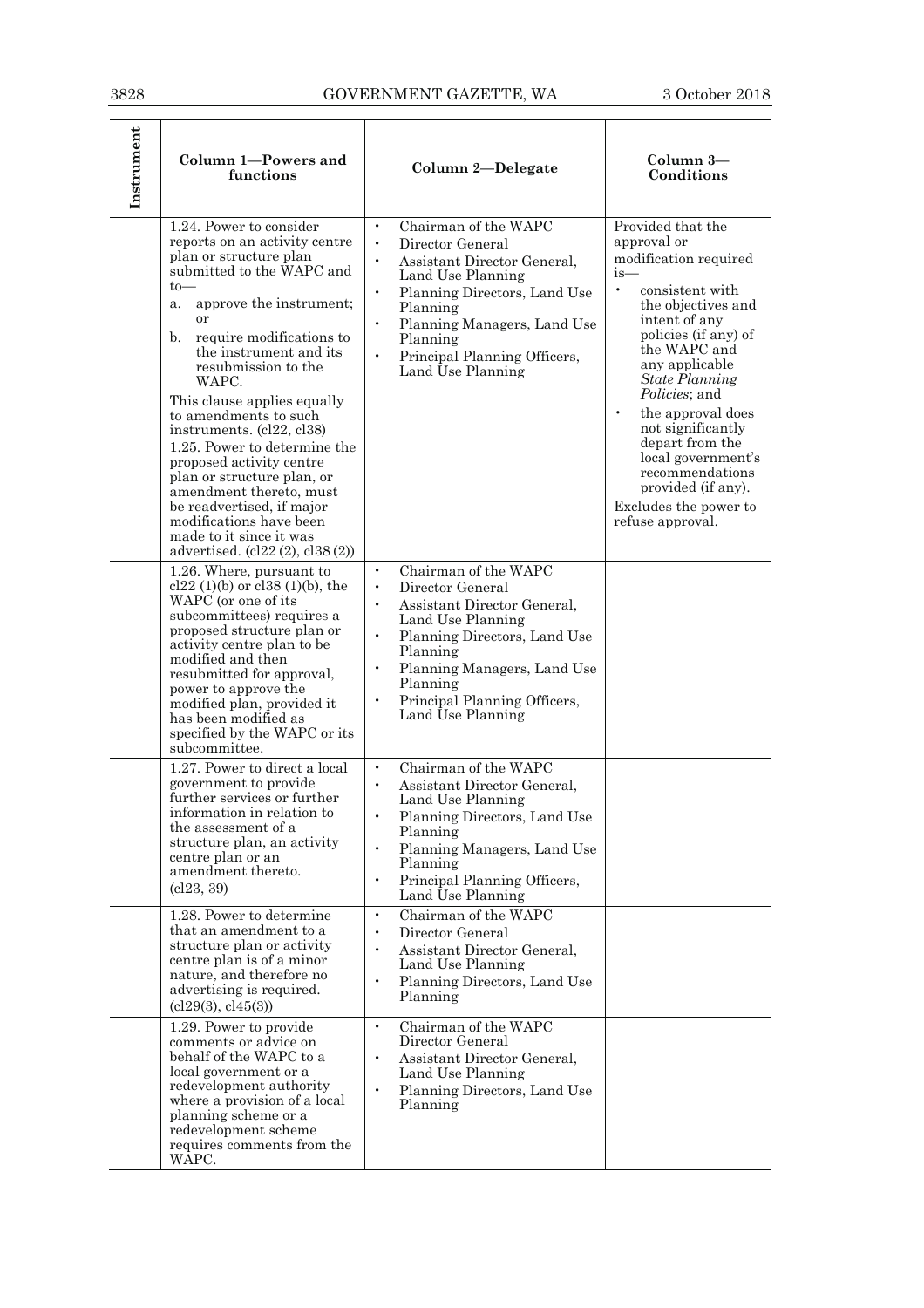| Instrument | Column 1—Powers and functions | Column 2—Delegate | Column 3—Conditions |
|---|---|---|---|
| | 1.24. Power to consider reports on an activity centre plan or structure plan submitted to the WAPC and to— <br>a. approve the instrument; or <br>b. require modifications to the instrument and its resubmission to the WAPC. <br>This clause applies equally to amendments to such instruments. (cl22, cl38) <br>1.25. Power to determine the proposed activity centre plan or structure plan, or amendment thereto, must be readvertised, if major modifications have been made to it since it was advertised. (cl22 (2), cl38 (2)) | • Chairman of the WAPC <br>• Director General <br>• Assistant Director General, Land Use Planning <br>• Planning Directors, Land Use Planning <br>• Planning Managers, Land Use Planning <br>• Principal Planning Officers, Land Use Planning | Provided that the approval or modification required is— <br>• consistent with the objectives and intent of any policies (if any) of the WAPC and any applicable *State Planning Policies*; and <br>• the approval does not significantly depart from the local government's recommendations provided (if any). <br>Excludes the power to refuse approval. |
| | 1.26. Where, pursuant to cl22 (1)(b) or cl38 (1)(b), the WAPC (or one of its subcommittees) requires a proposed structure plan or activity centre plan to be modified and then resubmitted for approval, power to approve the modified plan, provided it has been modified as specified by the WAPC or its subcommittee. | • Chairman of the WAPC <br>• Director General <br>• Assistant Director General, Land Use Planning <br>• Planning Directors, Land Use Planning <br>• Planning Managers, Land Use Planning <br>• Principal Planning Officers, Land Use Planning | |
| | 1.27. Power to direct a local government to provide further services or further information in relation to the assessment of a structure plan, an activity centre plan or an amendment thereto. (cl23, 39) | • Chairman of the WAPC <br>• Assistant Director General, Land Use Planning <br>• Planning Directors, Land Use Planning <br>• Planning Managers, Land Use Planning <br>• Principal Planning Officers, Land Use Planning | |
| | 1.28. Power to determine that an amendment to a structure plan or activity centre plan is of a minor nature, and therefore no advertising is required. (cl29(3), cl45(3)) | • Chairman of the WAPC <br>• Director General <br>• Assistant Director General, Land Use Planning <br>• Planning Directors, Land Use Planning | |
| | 1.29. Power to provide comments or advice on behalf of the WAPC to a local government or a redevelopment authority where a provision of a local planning scheme or a redevelopment scheme requires comments from the WAPC. | • Chairman of the WAPC Director General <br>• Assistant Director General, Land Use Planning <br>• Planning Directors, Land Use Planning | |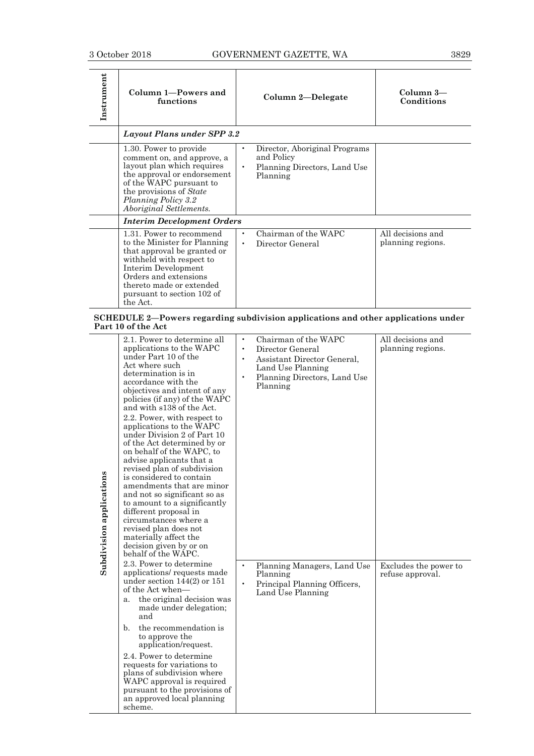| Instrument | Column 1—Powers and functions | Column 2—Delegate | Column 3—Conditions |
|---|---|---|---|
| | ***Layout Plans under SPP 3.2*** | | |
| | 1.30. Power to provide comment on, and approve, a layout plan which requires the approval or endorsement of the WAPC pursuant to the provisions of *State Planning Policy 3.2 Aboriginal Settlements*. | • Director, Aboriginal Programs and Policy<br>• Planning Directors, Land Use Planning | |
| | ***Interim Development Orders*** | | |
| | 1.31. Power to recommend to the Minister for Planning that approval be granted or withheld with respect to Interim Development Orders and extensions thereto made or extended pursuant to section 102 of the Act. | • Chairman of the WAPC<br>• Director General | All decisions and planning regions. |

**SCHEDULE 2—Powers regarding subdivision applications and other applications under Part 10 of the Act**

| Instrument | Column 1—Powers and functions | Column 2—Delegate | Column 3—Conditions |
|---|---|---|---|
| Subdivision applications | 2.1. Power to determine all applications to the WAPC under Part 10 of the Act where such determination is in accordance with the objectives and intent of any policies (if any) of the WAPC and with s138 of the Act.<br>2.2. Power, with respect to applications to the WAPC under Division 2 of Part 10 of the Act determined by or on behalf of the WAPC, to advise applicants that a revised plan of subdivision is considered to contain amendments that are minor and not so significant so as to amount to a significantly different proposal in circumstances where a revised plan does not materially affect the decision given by or on behalf of the WAPC. | • Chairman of the WAPC<br>• Director General<br>• Assistant Director General, Land Use Planning<br>• Planning Directors, Land Use Planning | All decisions and planning regions. |
| | 2.3. Power to determine applications/ requests made under section 144(2) or 151 of the Act when—<br>a. the original decision was made under delegation; and<br>b. the recommendation is to approve the application/request.<br>2.4. Power to determine requests for variations to plans of subdivision where WAPC approval is required pursuant to the provisions of an approved local planning scheme. | • Planning Managers, Land Use Planning<br>• Principal Planning Officers, Land Use Planning | Excludes the power to refuse approval. |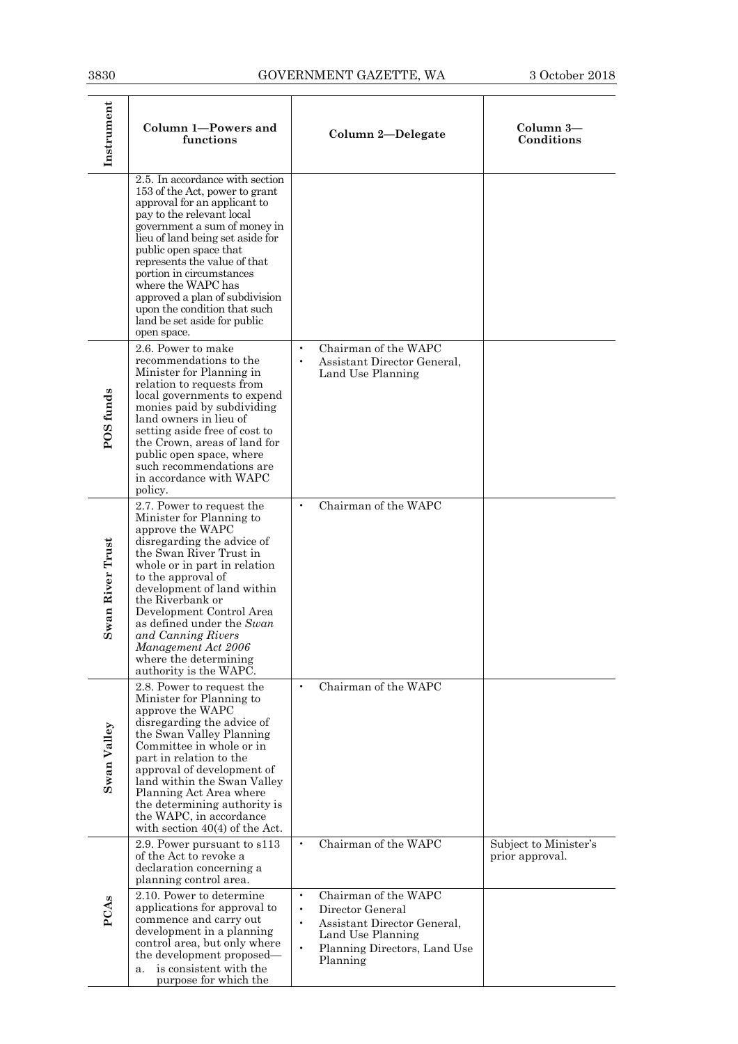| Instrument | Column 1—Powers and functions | Column 2—Delegate | Column 3—Conditions |
|---|---|---|---|
| | 2.5. In accordance with section 153 of the Act, power to grant approval for an applicant to pay to the relevant local government a sum of money in lieu of land being set aside for public open space that represents the value of that portion in circumstances where the WAPC has approved a plan of subdivision upon the condition that such land be set aside for public open space. | | |
| POS funds | 2.6. Power to make recommendations to the Minister for Planning in relation to requests from local governments to expend monies paid by subdividing land owners in lieu of setting aside free of cost to the Crown, areas of land for public open space, where such recommendations are in accordance with WAPC policy. | • Chairman of the WAPC<br>• Assistant Director General, Land Use Planning | |
| Swan River Trust | 2.7. Power to request the Minister for Planning to approve the WAPC disregarding the advice of the Swan River Trust in whole or in part in relation to the approval of development of land within the Riverbank or Development Control Area as defined under the *Swan and Canning Rivers Management Act 2006* where the determining authority is the WAPC. | • Chairman of the WAPC | |
| Swan Valley | 2.8. Power to request the Minister for Planning to approve the WAPC disregarding the advice of the Swan Valley Planning Committee in whole or in part in relation to the approval of development of land within the Swan Valley Planning Act Area where the determining authority is the WAPC, in accordance with section 40(4) of the Act. | • Chairman of the WAPC | |
| PCAs | 2.9. Power pursuant to s113 of the Act to revoke a declaration concerning a planning control area. | • Chairman of the WAPC | Subject to Minister's prior approval. |
| | 2.10. Power to determine applications for approval to commence and carry out development in a planning control area, but only where the development proposed—<br>a. is consistent with the purpose for which the | • Chairman of the WAPC<br>• Director General<br>• Assistant Director General, Land Use Planning<br>• Planning Directors, Land Use Planning | |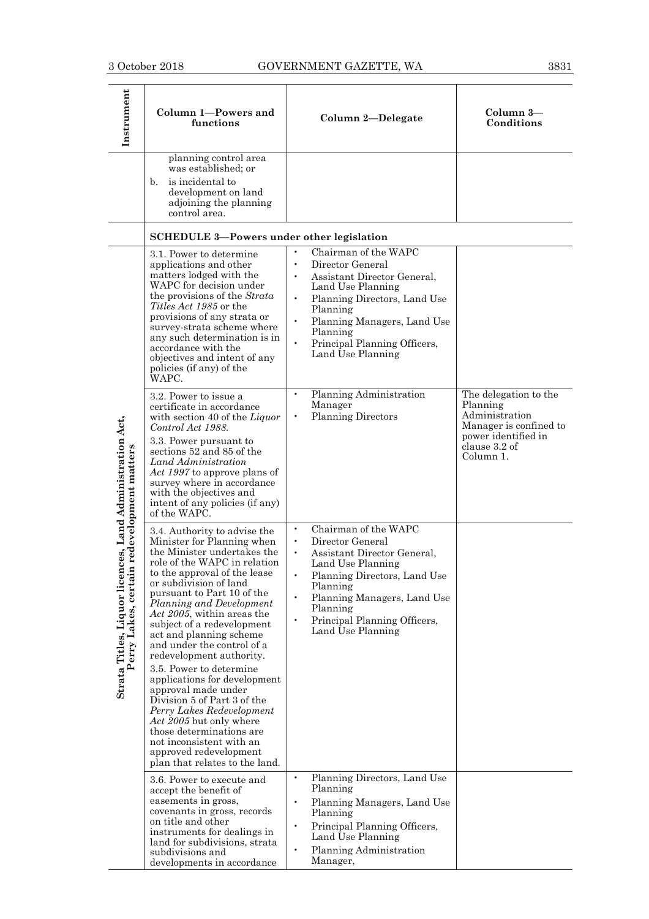| Instrument | Column 1—Powers and functions | Column 2—Delegate | Column 3—Conditions |
|---|---|---|---|
| | planning control area was established; or<br>b. is incidental to development on land adjoining the planning control area. | | |
| | **SCHEDULE 3—Powers under other legislation** | | |
| Strata Titles, Liquor licences, Land Administration Act, Perry Lakes, certain redevelopment matters | 3.1. Power to determine applications and other matters lodged with the WAPC for decision under the provisions of the *Strata Titles Act 1985* or the provisions of any strata or survey-strata scheme where any such determination is in accordance with the objectives and intent of any policies (if any) of the WAPC. | • Chairman of the WAPC<br>• Director General<br>• Assistant Director General, Land Use Planning<br>• Planning Directors, Land Use Planning<br>• Planning Managers, Land Use Planning<br>• Principal Planning Officers, Land Use Planning | |
| | 3.2. Power to issue a certificate in accordance with section 40 of the *Liquor Control Act 1988.*<br>3.3. Power pursuant to sections 52 and 85 of the *Land Administration Act 1997* to approve plans of survey where in accordance with the objectives and intent of any policies (if any) of the WAPC. | • Planning Administration Manager<br>• Planning Directors | The delegation to the Planning Administration Manager is confined to power identified in clause 3.2 of Column 1. |
| | 3.4. Authority to advise the Minister for Planning when the Minister undertakes the role of the WAPC in relation to the approval of the lease or subdivision of land pursuant to Part 10 of the *Planning and Development Act 2005*, within areas the subject of a redevelopment act and planning scheme and under the control of a redevelopment authority.<br>3.5. Power to determine applications for development approval made under Division 5 of Part 3 of the *Perry Lakes Redevelopment Act 2005* but only where those determinations are not inconsistent with an approved redevelopment plan that relates to the land. | • Chairman of the WAPC<br>• Director General<br>• Assistant Director General, Land Use Planning<br>• Planning Directors, Land Use Planning<br>• Planning Managers, Land Use Planning<br>• Principal Planning Officers, Land Use Planning | |
| | 3.6. Power to execute and accept the benefit of easements in gross, covenants in gross, records on title and other instruments for dealings in land for subdivisions, strata subdivisions and developments in accordance | • Planning Directors, Land Use Planning<br>• Planning Managers, Land Use Planning<br>• Principal Planning Officers, Land Use Planning<br>• Planning Administration Manager, | |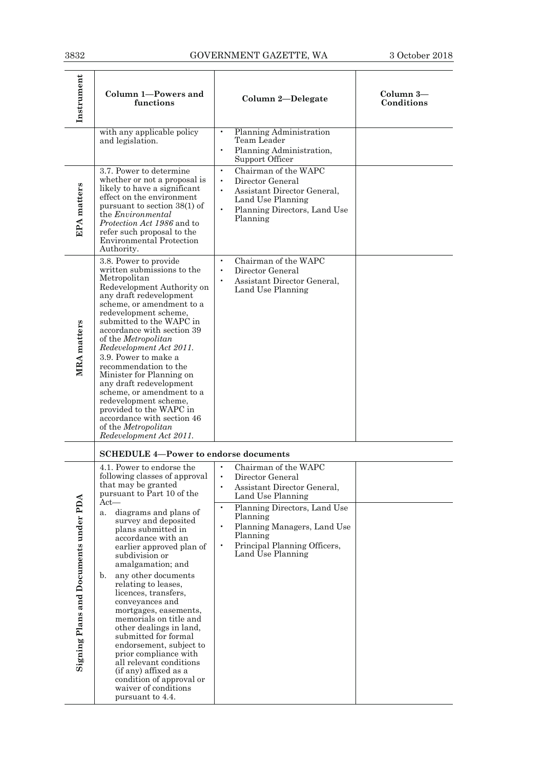| Instrument | Column 1—Powers and functions | Column 2—Delegate | Column 3—Conditions |
|---|---|---|---|
| | with any applicable policy and legislation. | • Planning Administration Team Leader<br>• Planning Administration, Support Officer | |
| EPA matters | 3.7. Power to determine whether or not a proposal is likely to have a significant effect on the environment pursuant to section 38(1) of the *Environmental Protection Act 1986* and to refer such proposal to the Environmental Protection Authority. | • Chairman of the WAPC<br>• Director General<br>• Assistant Director General, Land Use Planning<br>• Planning Directors, Land Use Planning | |
| MRA matters | 3.8. Power to provide written submissions to the Metropolitan Redevelopment Authority on any draft redevelopment scheme, or amendment to a redevelopment scheme, submitted to the WAPC in accordance with section 39 of the *Metropolitan Redevelopment Act 2011*.<br>3.9. Power to make a recommendation to the Minister for Planning on any draft redevelopment scheme, or amendment to a redevelopment scheme, provided to the WAPC in accordance with section 46 of the *Metropolitan Redevelopment Act 2011*. | • Chairman of the WAPC<br>• Director General<br>• Assistant Director General, Land Use Planning | |
| | **SCHEDULE 4—Power to endorse documents** | | |
| Signing Plans and Documents under PDA | 4.1. Power to endorse the following classes of approval that may be granted pursuant to Part 10 of the Act—<br>a. diagrams and plans of survey and deposited plans submitted in accordance with an earlier approved plan of subdivision or amalgamation; and<br>b. any other documents relating to leases, licences, transfers, conveyances and mortgages, easements, memorials on title and other dealings in land, submitted for formal endorsement, subject to prior compliance with all relevant conditions (if any) affixed as a condition of approval or waiver of conditions pursuant to 4.4. | • Chairman of the WAPC<br>• Director General<br>• Assistant Director General, Land Use Planning<br>• Planning Directors, Land Use Planning<br>• Planning Managers, Land Use Planning<br>• Principal Planning Officers, Land Use Planning | |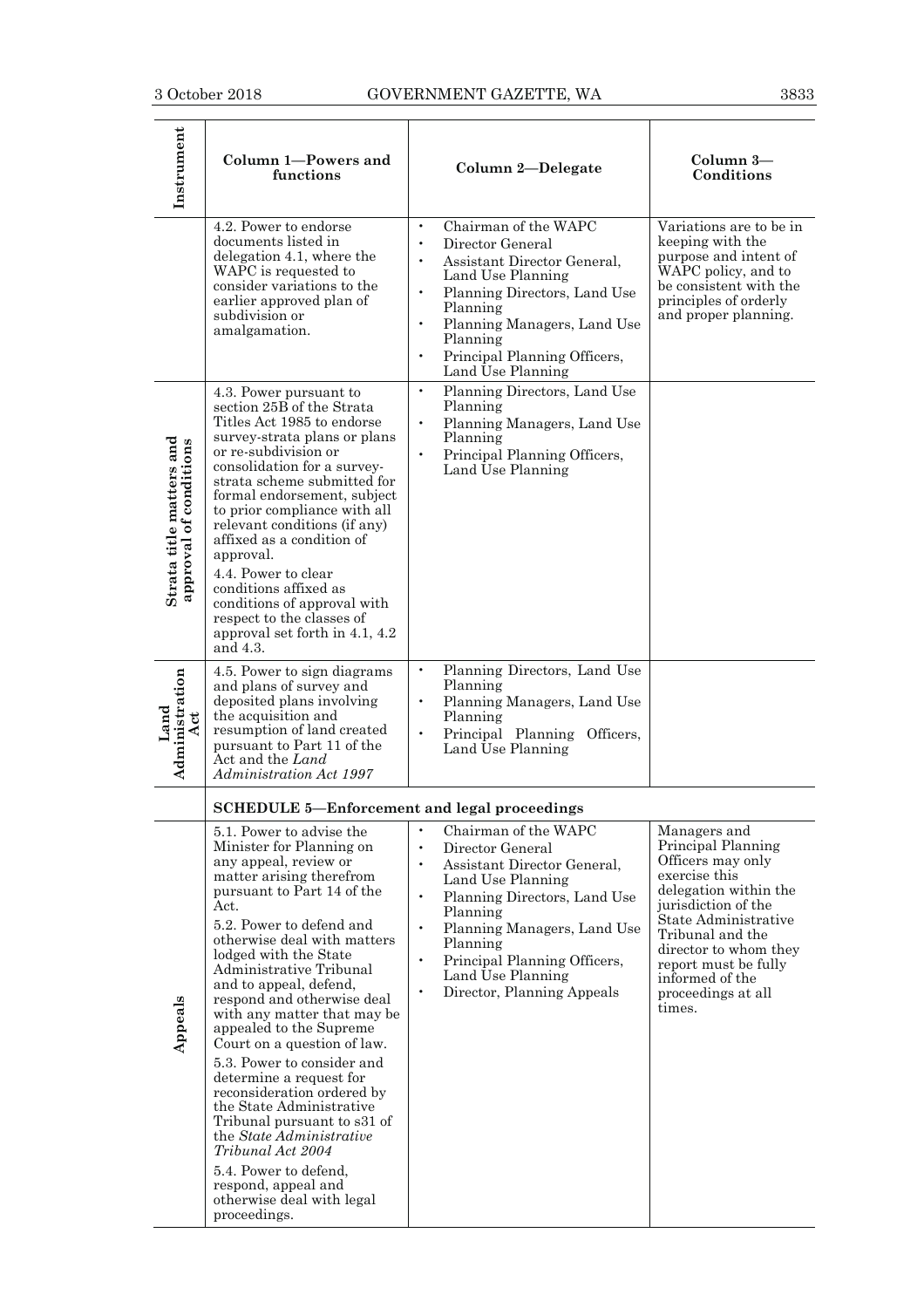| Instrument | Column 1—Powers and functions | Column 2—Delegate | Column 3—Conditions |
|---|---|---|---|
| | 4.2. Power to endorse documents listed in delegation 4.1, where the WAPC is requested to consider variations to the earlier approved plan of subdivision or amalgamation. | • Chairman of the WAPC<br>• Director General<br>• Assistant Director General, Land Use Planning<br>• Planning Directors, Land Use Planning<br>• Planning Managers, Land Use Planning<br>• Principal Planning Officers, Land Use Planning | Variations are to be in keeping with the purpose and intent of WAPC policy, and to be consistent with the principles of orderly and proper planning. |
| Strata title matters and approval of conditions | 4.3. Power pursuant to section 25B of the Strata Titles Act 1985 to endorse survey-strata plans or plans or re-subdivision or consolidation for a survey-strata scheme submitted for formal endorsement, subject to prior compliance with all relevant conditions (if any) affixed as a condition of approval.<br><br>4.4. Power to clear conditions affixed as conditions of approval with respect to the classes of approval set forth in 4.1, 4.2 and 4.3. | • Planning Directors, Land Use Planning<br>• Planning Managers, Land Use Planning<br>• Principal Planning Officers, Land Use Planning | |
| Land Administration Act | 4.5. Power to sign diagrams and plans of survey and deposited plans involving the acquisition and resumption of land created pursuant to Part 11 of the Act and the *Land Administration Act 1997* | • Planning Directors, Land Use Planning<br>• Planning Managers, Land Use Planning<br>• Principal Planning Officers, Land Use Planning | |
| | **SCHEDULE 5—Enforcement and legal proceedings** | | |
| Appeals | 5.1. Power to advise the Minister for Planning on any appeal, review or matter arising therefrom pursuant to Part 14 of the Act.<br><br>5.2. Power to defend and otherwise deal with matters lodged with the State Administrative Tribunal and to appeal, defend, respond and otherwise deal with any matter that may be appealed to the Supreme Court on a question of law.<br><br>5.3. Power to consider and determine a request for reconsideration ordered by the State Administrative Tribunal pursuant to s31 of the *State Administrative Tribunal Act 2004*<br><br>5.4. Power to defend, respond, appeal and otherwise deal with legal proceedings. | • Chairman of the WAPC<br>• Director General<br>• Assistant Director General, Land Use Planning<br>• Planning Directors, Land Use Planning<br>• Planning Managers, Land Use Planning<br>• Principal Planning Officers, Land Use Planning<br>• Director, Planning Appeals | Managers and Principal Planning Officers may only exercise this delegation within the jurisdiction of the State Administrative Tribunal and the director to whom they report must be fully informed of the proceedings at all times. |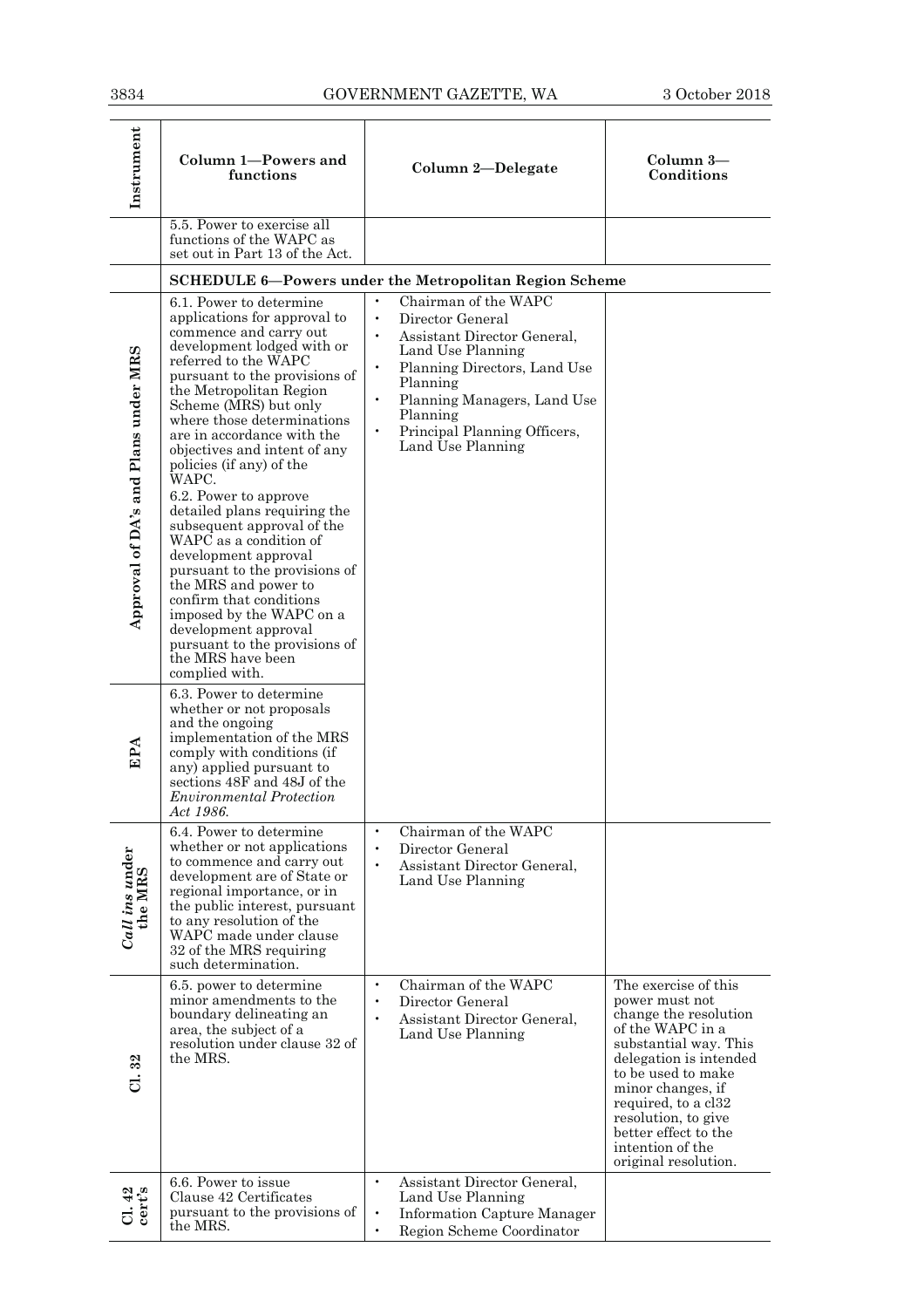| Instrument | Column 1—Powers and functions | Column 2—Delegate | Column 3—Conditions |
|---|---|---|---|
| | 5.5. Power to exercise all functions of the WAPC as set out in Part 13 of the Act. | | |
| | **SCHEDULE 6—Powers under the Metropolitan Region Scheme** | | |
| Approval of DA's and Plans under MRS | 6.1. Power to determine applications for approval to commence and carry out development lodged with or referred to the WAPC pursuant to the provisions of the Metropolitan Region Scheme (MRS) but only where those determinations are in accordance with the objectives and intent of any policies (if any) of the WAPC.<br>6.2. Power to approve detailed plans requiring the subsequent approval of the WAPC as a condition of development approval pursuant to the provisions of the MRS and power to confirm that conditions imposed by the WAPC on a development approval pursuant to the provisions of the MRS have been complied with. | • Chairman of the WAPC<br>• Director General<br>• Assistant Director General, Land Use Planning<br>• Planning Directors, Land Use Planning<br>• Planning Managers, Land Use Planning<br>• Principal Planning Officers, Land Use Planning | |
| EPA | 6.3. Power to determine whether or not proposals and the ongoing implementation of the MRS comply with conditions (if any) applied pursuant to sections 48F and 48J of the *Environmental Protection Act 1986*. | | |
| *Call ins* under the MRS | 6.4. Power to determine whether or not applications to commence and carry out development are of State or regional importance, or in the public interest, pursuant to any resolution of the WAPC made under clause 32 of the MRS requiring such determination. | • Chairman of the WAPC<br>• Director General<br>• Assistant Director General, Land Use Planning | |
| Cl. 32 | 6.5. power to determine minor amendments to the boundary delineating an area, the subject of a resolution under clause 32 of the MRS. | • Chairman of the WAPC<br>• Director General<br>• Assistant Director General, Land Use Planning | The exercise of this power must not change the resolution of the WAPC in a substantial way. This delegation is intended to be used to make minor changes, if required, to a cl32 resolution, to give better effect to the intention of the original resolution. |
| Cl. 42 cert's | 6.6. Power to issue Clause 42 Certificates pursuant to the provisions of the MRS. | • Assistant Director General, Land Use Planning<br>• Information Capture Manager<br>• Region Scheme Coordinator | |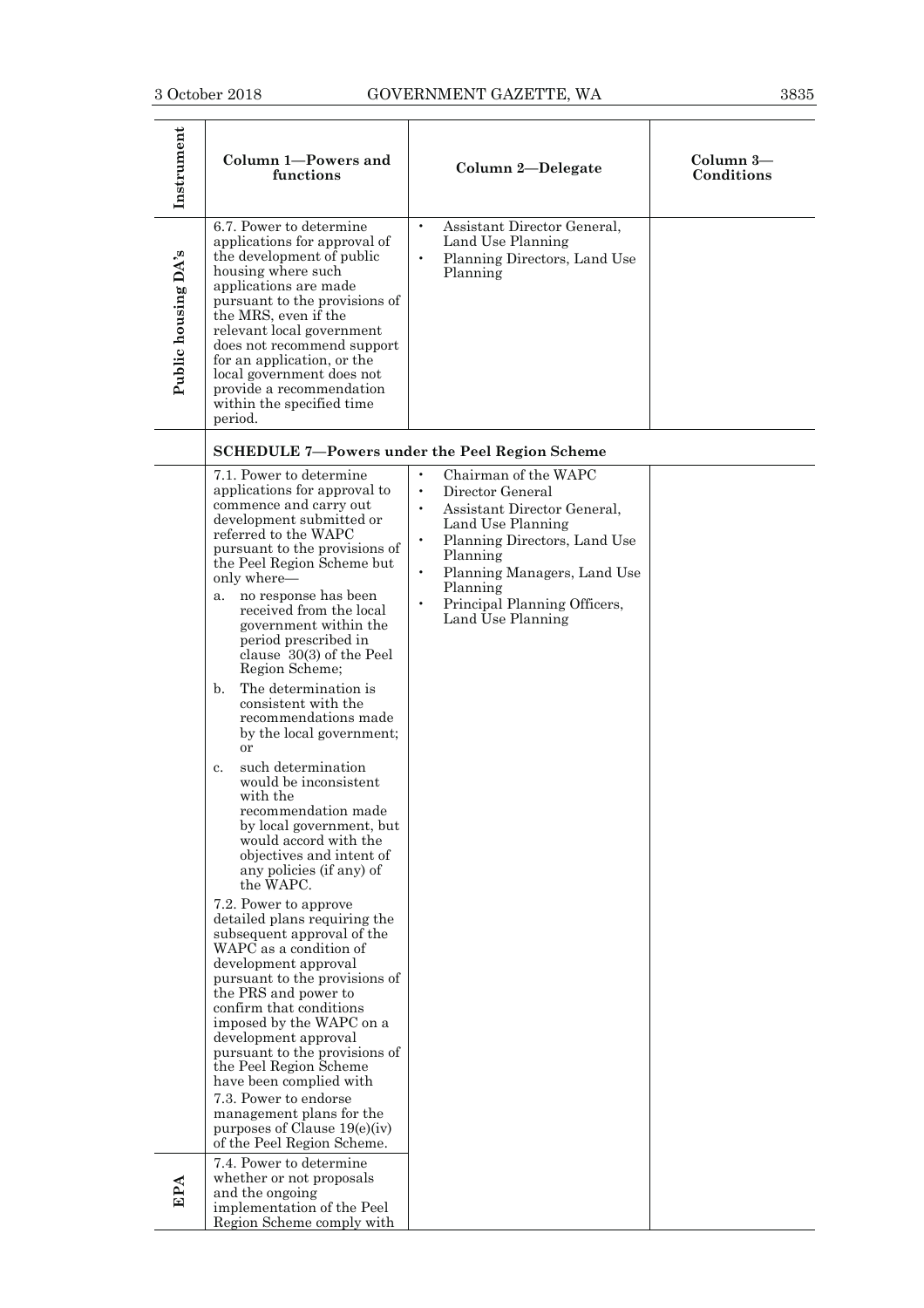| Instrument | Column 1—Powers and functions | Column 2—Delegate | Column 3—Conditions |
|---|---|---|---|
| Public housing DA's | 6.7. Power to determine applications for approval of the development of public housing where such applications are made pursuant to the provisions of the MRS, even if the relevant local government does not recommend support for an application, or the local government does not provide a recommendation within the specified time period. | • Assistant Director General, Land Use Planning<br>• Planning Directors, Land Use Planning | |
| | **SCHEDULE 7—Powers under the Peel Region Scheme** | | |
| | 7.1. Power to determine applications for approval to commence and carry out development submitted or referred to the WAPC pursuant to the provisions of the Peel Region Scheme but only where—<br>a. no response has been received from the local government within the period prescribed in clause 30(3) of the Peel Region Scheme;<br>b. The determination is consistent with the recommendations made by the local government; or<br>c. such determination would be inconsistent with the recommendation made by local government, but would accord with the objectives and intent of any policies (if any) of the WAPC.<br><br>7.2. Power to approve detailed plans requiring the subsequent approval of the WAPC as a condition of development approval pursuant to the provisions of the PRS and power to confirm that conditions imposed by the WAPC on a development approval pursuant to the provisions of the Peel Region Scheme have been complied with<br><br>7.3. Power to endorse management plans for the purposes of Clause 19(e)(iv) of the Peel Region Scheme. | • Chairman of the WAPC<br>• Director General<br>• Assistant Director General, Land Use Planning<br>• Planning Directors, Land Use Planning<br>• Planning Managers, Land Use Planning<br>• Principal Planning Officers, Land Use Planning | |
| EPA | 7.4. Power to determine whether or not proposals and the ongoing implementation of the Peel Region Scheme comply with | | |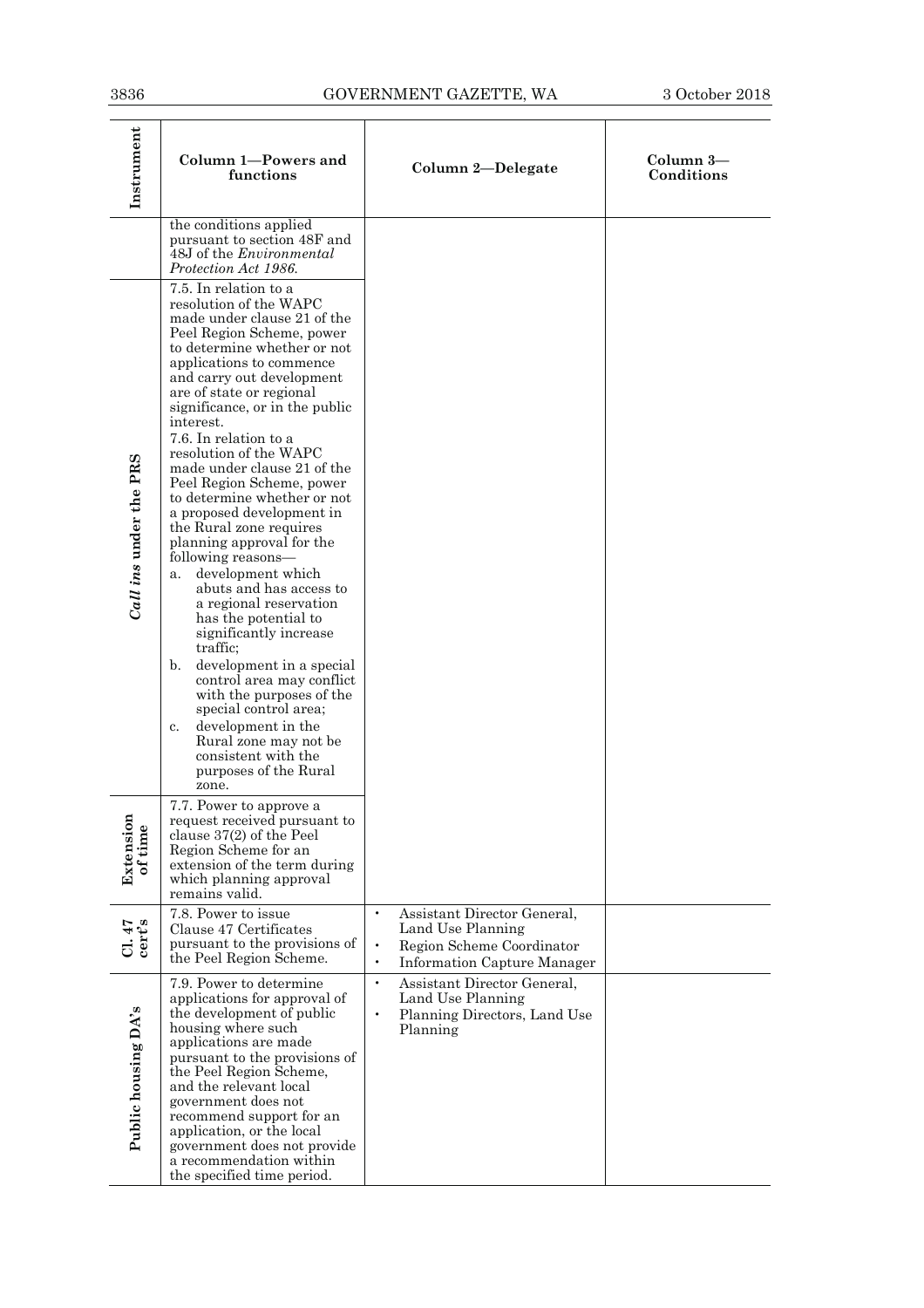| Instrument | Column 1—Powers and functions | Column 2—Delegate | Column 3—Conditions |
| --- | --- | --- | --- |
| | the conditions applied pursuant to section 48F and 48J of the *Environmental Protection Act 1986*. | | |
| *Call ins* under the PRS | 7.5. In relation to a resolution of the WAPC made under clause 21 of the Peel Region Scheme, power to determine whether or not applications to commence and carry out development are of state or regional significance, or in the public interest.<br>7.6. In relation to a resolution of the WAPC made under clause 21 of the Peel Region Scheme, power to determine whether or not a proposed development in the Rural zone requires planning approval for the following reasons—<br>a. development which abuts and has access to a regional reservation has the potential to significantly increase traffic;<br>b. development in a special control area may conflict with the purposes of the special control area;<br>c. development in the Rural zone may not be consistent with the purposes of the Rural zone. | | |
| Extension of time | 7.7. Power to approve a request received pursuant to clause 37(2) of the Peel Region Scheme for an extension of the term during which planning approval remains valid. | | |
| Cl. 47 cert's | 7.8. Power to issue Clause 47 Certificates pursuant to the provisions of the Peel Region Scheme. | • Assistant Director General, Land Use Planning<br>• Region Scheme Coordinator<br>• Information Capture Manager | |
| Public housing DA's | 7.9. Power to determine applications for approval of the development of public housing where such applications are made pursuant to the provisions of the Peel Region Scheme, and the relevant local government does not recommend support for an application, or the local government does not provide a recommendation within the specified time period. | • Assistant Director General, Land Use Planning<br>• Planning Directors, Land Use Planning | |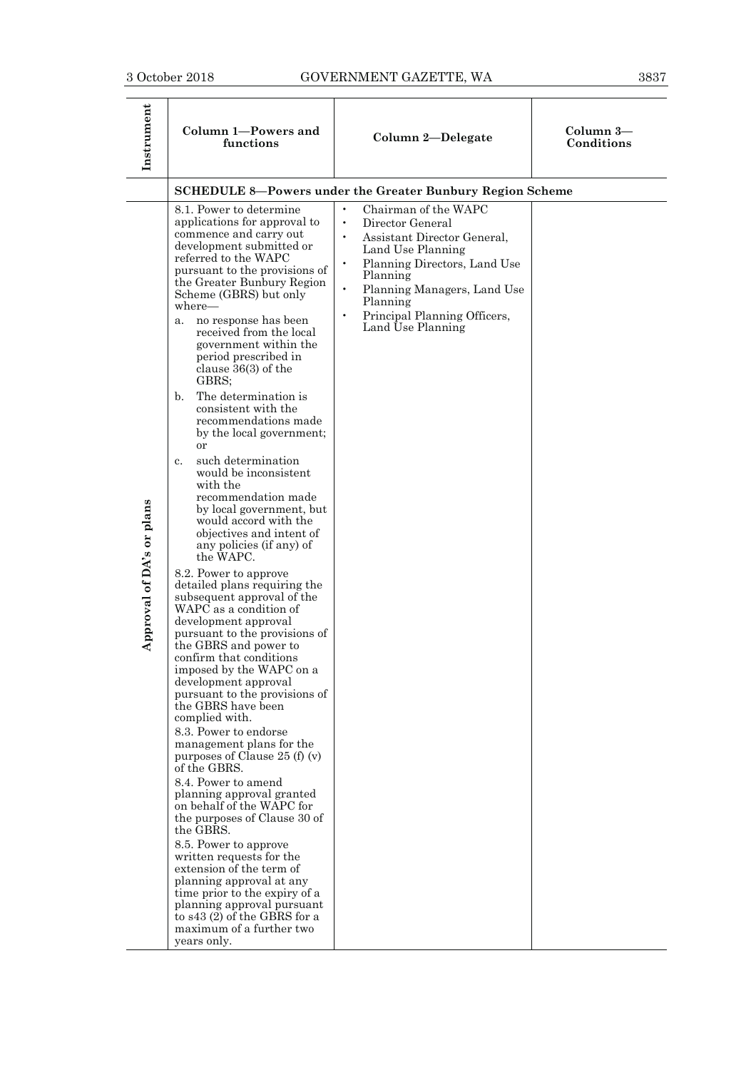| Instrument | Column 1—Powers and functions | Column 2—Delegate | Column 3—Conditions |
|---|---|---|---|
| | **SCHEDULE 8—Powers under the Greater Bunbury Region Scheme** | | |
| Approval of DA's or plans | 8.1. Power to determine applications for approval to commence and carry out development submitted or referred to the WAPC pursuant to the provisions of the Greater Bunbury Region Scheme (GBRS) but only where— <br> a. no response has been received from the local government within the period prescribed in clause 36(3) of the GBRS; <br> b. The determination is consistent with the recommendations made by the local government; or <br> c. such determination would be inconsistent with the recommendation made by local government, but would accord with the objectives and intent of any policies (if any) of the WAPC. <br><br> 8.2. Power to approve detailed plans requiring the subsequent approval of the WAPC as a condition of development approval pursuant to the provisions of the GBRS and power to confirm that conditions imposed by the WAPC on a development approval pursuant to the provisions of the GBRS have been complied with. <br><br> 8.3. Power to endorse management plans for the purposes of Clause 25 (f) (v) of the GBRS. <br><br> 8.4. Power to amend planning approval granted on behalf of the WAPC for the purposes of Clause 30 of the GBRS. <br><br> 8.5. Power to approve written requests for the extension of the term of planning approval at any time prior to the expiry of a planning approval pursuant to s43 (2) of the GBRS for a maximum of a further two years only. | • Chairman of the WAPC <br> • Director General <br> • Assistant Director General, Land Use Planning <br> • Planning Directors, Land Use Planning <br> • Planning Managers, Land Use Planning <br> • Principal Planning Officers, Land Use Planning | |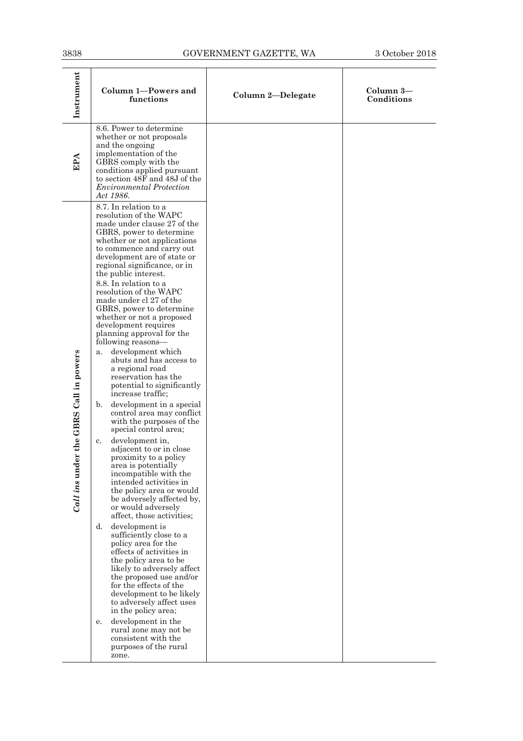| Instrument | Column 1—Powers and functions | Column 2—Delegate | Column 3—Conditions |
|---|---|---|---|
| EPA | 8.6. Power to determine whether or not proposals and the ongoing implementation of the GBRS comply with the conditions applied pursuant to section 48F and 48J of the *Environmental Protection Act 1986*. | | |
| *Call ins* under the GBRS Call in powers | 8.7. In relation to a resolution of the WAPC made under clause 27 of the GBRS, power to determine whether or not applications to commence and carry out development are of state or regional significance, or in the public interest.<br>8.8. In relation to a resolution of the WAPC made under cl 27 of the GBRS, power to determine whether or not a proposed development requires planning approval for the following reasons—<br>a. development which abuts and has access to a regional road reservation has the potential to significantly increase traffic;<br>b. development in a special control area may conflict with the purposes of the special control area;<br>c. development in, adjacent to or in close proximity to a policy area is potentially incompatible with the intended activities in the policy area or would be adversely affected by, or would adversely affect, those activities;<br>d. development is sufficiently close to a policy area for the effects of activities in the policy area to be likely to adversely affect the proposed use and/or for the effects of the development to be likely to adversely affect uses in the policy area;<br>e. development in the rural zone may not be consistent with the purposes of the rural zone. | | |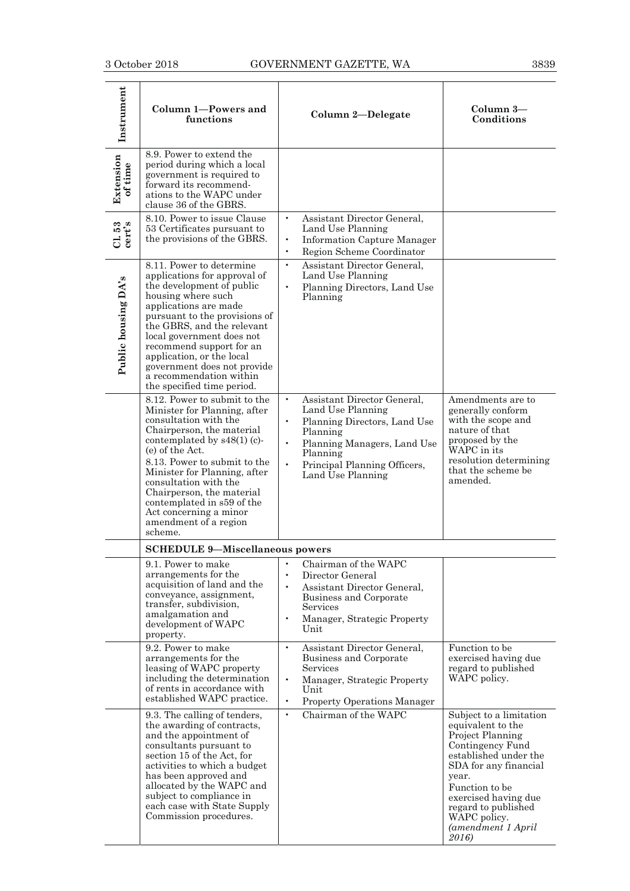| Instrument | Column 1—Powers and functions | Column 2—Delegate | Column 3—Conditions |
|---|---|---|---|
| Extension of time | 8.9. Power to extend the period during which a local government is required to forward its recommendations to the WAPC under clause 36 of the GBRS. | | |
| Cl. 53 cert's | 8.10. Power to issue Clause 53 Certificates pursuant to the provisions of the GBRS. | • Assistant Director General, Land Use Planning<br>• Information Capture Manager<br>• Region Scheme Coordinator | |
| Public housing DA's | 8.11. Power to determine applications for approval of the development of public housing where such applications are made pursuant to the provisions of the GBRS, and the relevant local government does not recommend support for an application, or the local government does not provide a recommendation within the specified time period. | • Assistant Director General, Land Use Planning<br>• Planning Directors, Land Use Planning | |
| | 8.12. Power to submit to the Minister for Planning, after consultation with the Chairperson, the material contemplated by s48(1) (c)-(e) of the Act.<br>8.13. Power to submit to the Minister for Planning, after consultation with the Chairperson, the material contemplated in s59 of the Act concerning a minor amendment of a region scheme. | • Assistant Director General, Land Use Planning<br>• Planning Directors, Land Use Planning<br>• Planning Managers, Land Use Planning<br>• Principal Planning Officers, Land Use Planning | Amendments are to generally conform with the scope and nature of that proposed by the WAPC in its resolution determining that the scheme be amended. |
| | **SCHEDULE 9—Miscellaneous powers** | | |
| | 9.1. Power to make arrangements for the acquisition of land and the conveyance, assignment, transfer, subdivision, amalgamation and development of WAPC property. | • Chairman of the WAPC<br>• Director General<br>• Assistant Director General, Business and Corporate Services<br>• Manager, Strategic Property Unit | |
| | 9.2. Power to make arrangements for the leasing of WAPC property including the determination of rents in accordance with established WAPC practice. | • Assistant Director General, Business and Corporate Services<br>• Manager, Strategic Property Unit<br>• Property Operations Manager | Function to be exercised having due regard to published WAPC policy. |
| | 9.3. The calling of tenders, the awarding of contracts, and the appointment of consultants pursuant to section 15 of the Act, for activities to which a budget has been approved and allocated by the WAPC and subject to compliance in each case with State Supply Commission procedures. | • Chairman of the WAPC | Subject to a limitation equivalent to the Project Planning Contingency Fund established under the SDA for any financial year.<br>Function to be exercised having due regard to published WAPC policy.<br>*(amendment 1 April 2016)* |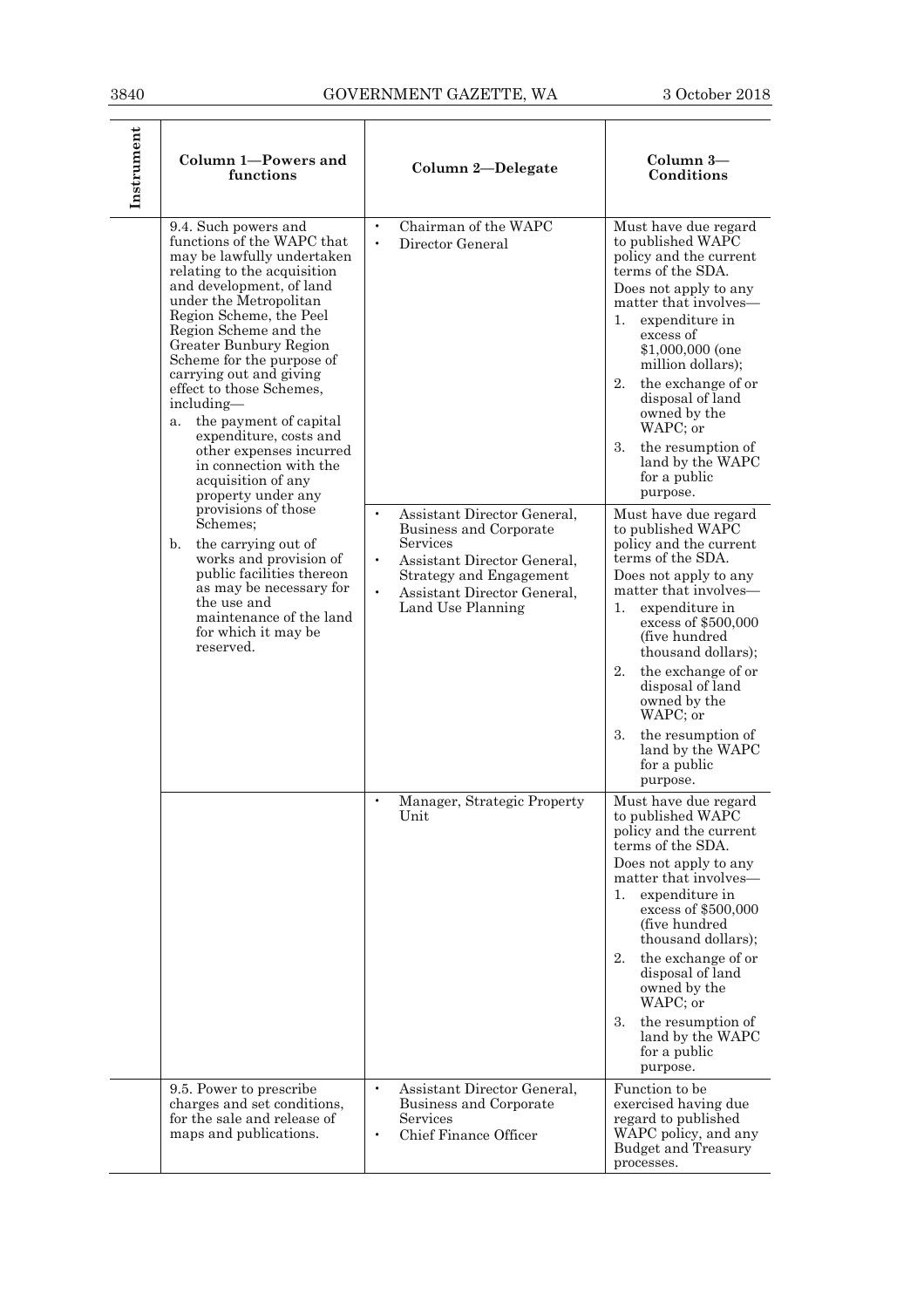| Instrument | Column 1—Powers and functions | Column 2—Delegate | Column 3—Conditions |
|---|---|---|---|
| | 9.4. Such powers and functions of the WAPC that may be lawfully undertaken relating to the acquisition and development, of land under the Metropolitan Region Scheme, the Peel Region Scheme and the Greater Bunbury Region Scheme for the purpose of carrying out and giving effect to those Schemes, including— a. the payment of capital expenditure, costs and other expenses incurred in connection with the acquisition of any property under any provisions of those Schemes; b. the carrying out of works and provision of public facilities thereon as may be necessary for the use and maintenance of the land for which it may be reserved. | • Chairman of the WAPC<br>• Director General | Must have due regard to published WAPC policy and the current terms of the SDA.<br>Does not apply to any matter that involves—<br>1. expenditure in excess of $1,000,000 (one million dollars);<br>2. the exchange of or disposal of land owned by the WAPC; or<br>3. the resumption of land by the WAPC for a public purpose. |
| | | • Assistant Director General, Business and Corporate Services<br>• Assistant Director General, Strategy and Engagement<br>• Assistant Director General, Land Use Planning | Must have due regard to published WAPC policy and the current terms of the SDA.<br>Does not apply to any matter that involves—<br>1. expenditure in excess of $500,000 (five hundred thousand dollars);<br>2. the exchange of or disposal of land owned by the WAPC; or<br>3. the resumption of land by the WAPC for a public purpose. |
| | | • Manager, Strategic Property Unit | Must have due regard to published WAPC policy and the current terms of the SDA.<br>Does not apply to any matter that involves—<br>1. expenditure in excess of $500,000 (five hundred thousand dollars);<br>2. the exchange of or disposal of land owned by the WAPC; or<br>3. the resumption of land by the WAPC for a public purpose. |
| | 9.5. Power to prescribe charges and set conditions, for the sale and release of maps and publications. | • Assistant Director General, Business and Corporate Services<br>• Chief Finance Officer | Function to be exercised having due regard to published WAPC policy, and any Budget and Treasury processes. |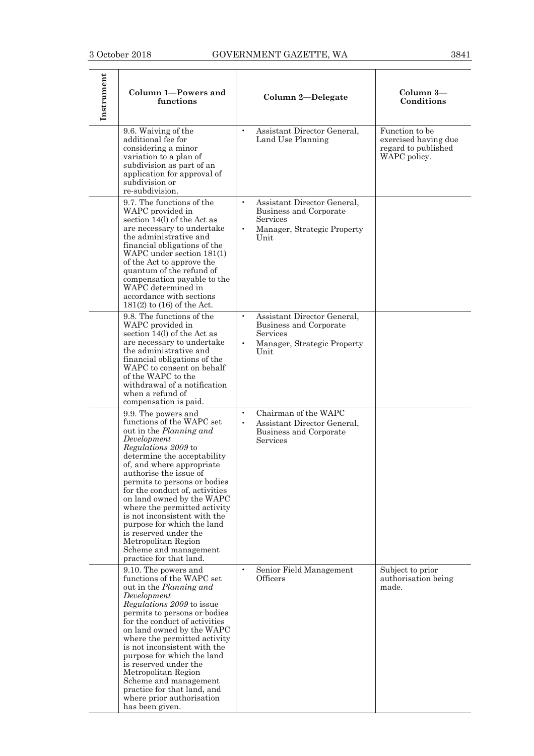| Instrument | Column 1—Powers and functions | Column 2—Delegate | Column 3—Conditions |
|---|---|---|---|
| | 9.6. Waiving of the additional fee for considering a minor variation to a plan of subdivision as part of an application for approval of subdivision or re-subdivision. | • Assistant Director General, Land Use Planning | Function to be exercised having due regard to published WAPC policy. |
| | 9.7. The functions of the WAPC provided in section 14(l) of the Act as are necessary to undertake the administrative and financial obligations of the WAPC under section 181(1) of the Act to approve the quantum of the refund of compensation payable to the WAPC determined in accordance with sections 181(2) to (16) of the Act. | • Assistant Director General, Business and Corporate Services<br>• Manager, Strategic Property Unit | |
| | 9.8. The functions of the WAPC provided in section 14(l) of the Act as are necessary to undertake the administrative and financial obligations of the WAPC to consent on behalf of the WAPC to the withdrawal of a notification when a refund of compensation is paid. | • Assistant Director General, Business and Corporate Services<br>• Manager, Strategic Property Unit | |
| | 9.9. The powers and functions of the WAPC set out in the *Planning and Development Regulations 2009* to determine the acceptability of, and where appropriate authorise the issue of permits to persons or bodies for the conduct of, activities on land owned by the WAPC where the permitted activity is not inconsistent with the purpose for which the land is reserved under the Metropolitan Region Scheme and management practice for that land. | • Chairman of the WAPC<br>• Assistant Director General, Business and Corporate Services | |
| | 9.10. The powers and functions of the WAPC set out in the *Planning and Development Regulations 2009* to issue permits to persons or bodies for the conduct of activities on land owned by the WAPC where the permitted activity is not inconsistent with the purpose for which the land is reserved under the Metropolitan Region Scheme and management practice for that land, and where prior authorisation has been given. | • Senior Field Management Officers | Subject to prior authorisation being made. |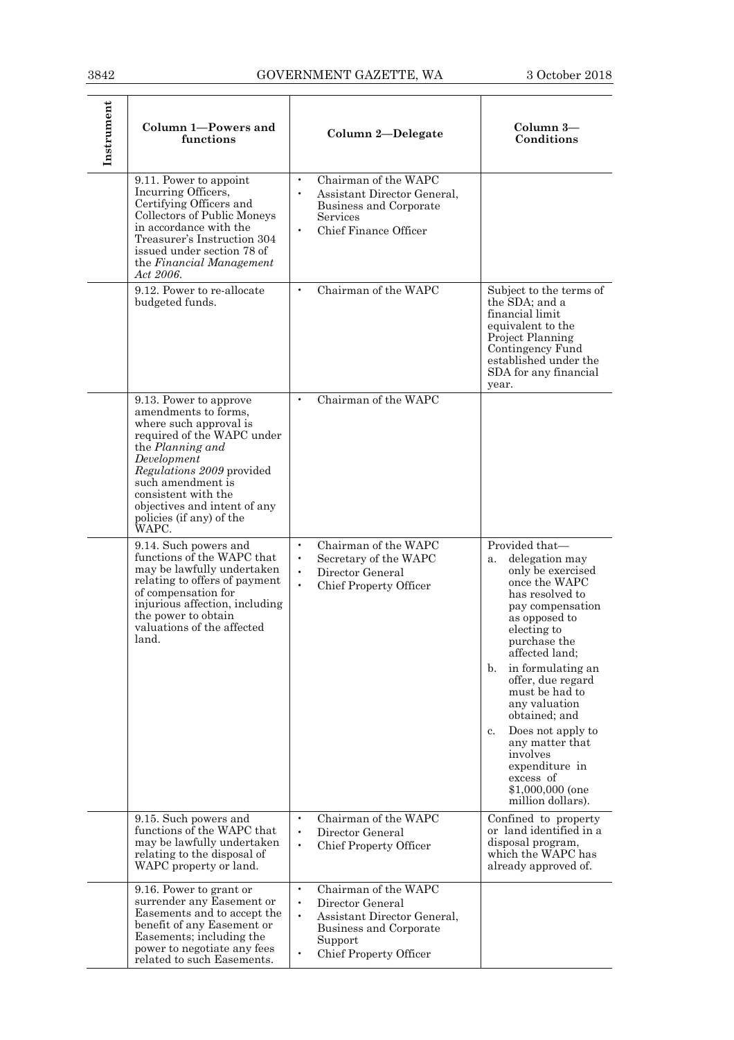| Instrument | Column 1—Powers and functions | Column 2—Delegate | Column 3—Conditions |
|---|---|---|---|
| | 9.11. Power to appoint Incurring Officers, Certifying Officers and Collectors of Public Moneys in accordance with the Treasurer's Instruction 304 issued under section 78 of the *Financial Management Act 2006*. | • Chairman of the WAPC<br>• Assistant Director General, Business and Corporate Services<br>• Chief Finance Officer | |
| | 9.12. Power to re-allocate budgeted funds. | • Chairman of the WAPC | Subject to the terms of the SDA; and a financial limit equivalent to the Project Planning Contingency Fund established under the SDA for any financial year. |
| | 9.13. Power to approve amendments to forms, where such approval is required of the WAPC under the *Planning and Development Regulations 2009* provided such amendment is consistent with the objectives and intent of any policies (if any) of the WAPC. | • Chairman of the WAPC | |
| | 9.14. Such powers and functions of the WAPC that may be lawfully undertaken relating to offers of payment of compensation for injurious affection, including the power to obtain valuations of the affected land. | • Chairman of the WAPC<br>• Secretary of the WAPC<br>• Director General<br>• Chief Property Officer | Provided that—<br>a. delegation may only be exercised once the WAPC has resolved to pay compensation as opposed to electing to purchase the affected land;<br>b. in formulating an offer, due regard must be had to any valuation obtained; and<br>c. Does not apply to any matter that involves expenditure in excess of $1,000,000 (one million dollars). |
| | 9.15. Such powers and functions of the WAPC that may be lawfully undertaken relating to the disposal of WAPC property or land. | • Chairman of the WAPC<br>• Director General<br>• Chief Property Officer | Confined to property or land identified in a disposal program, which the WAPC has already approved of. |
| | 9.16. Power to grant or surrender any Easement or Easements and to accept the benefit of any Easement or Easements; including the power to negotiate any fees related to such Easements. | • Chairman of the WAPC<br>• Director General<br>• Assistant Director General, Business and Corporate Support<br>• Chief Property Officer | |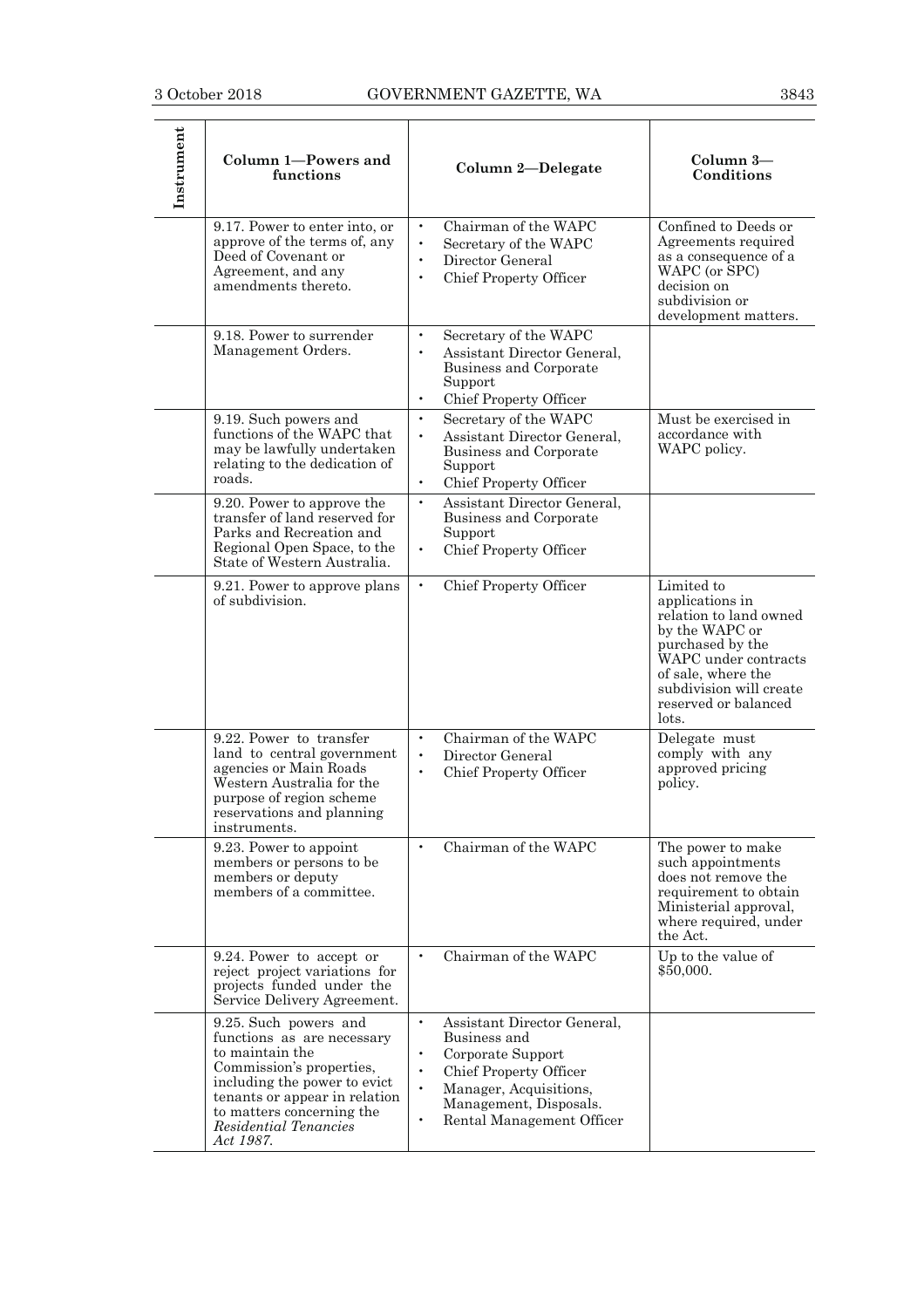| Instrument | Column 1—Powers and functions | Column 2—Delegate | Column 3—Conditions |
|---|---|---|---|
| | 9.17. Power to enter into, or approve of the terms of, any Deed of Covenant or Agreement, and any amendments thereto. | • Chairman of the WAPC<br>• Secretary of the WAPC<br>• Director General<br>• Chief Property Officer | Confined to Deeds or Agreements required as a consequence of a WAPC (or SPC) decision on subdivision or development matters. |
| | 9.18. Power to surrender Management Orders. | • Secretary of the WAPC<br>• Assistant Director General, Business and Corporate Support<br>• Chief Property Officer | |
| | 9.19. Such powers and functions of the WAPC that may be lawfully undertaken relating to the dedication of roads. | • Secretary of the WAPC<br>• Assistant Director General, Business and Corporate Support<br>• Chief Property Officer | Must be exercised in accordance with WAPC policy. |
| | 9.20. Power to approve the transfer of land reserved for Parks and Recreation and Regional Open Space, to the State of Western Australia. | • Assistant Director General, Business and Corporate Support<br>• Chief Property Officer | |
| | 9.21. Power to approve plans of subdivision. | • Chief Property Officer | Limited to applications in relation to land owned by the WAPC or purchased by the WAPC under contracts of sale, where the subdivision will create reserved or balanced lots. |
| | 9.22. Power to transfer land to central government agencies or Main Roads Western Australia for the purpose of region scheme reservations and planning instruments. | • Chairman of the WAPC<br>• Director General<br>• Chief Property Officer | Delegate must comply with any approved pricing policy. |
| | 9.23. Power to appoint members or persons to be members or deputy members of a committee. | • Chairman of the WAPC | The power to make such appointments does not remove the requirement to obtain Ministerial approval, where required, under the Act. |
| | 9.24. Power to accept or reject project variations for projects funded under the Service Delivery Agreement. | • Chairman of the WAPC | Up to the value of $50,000. |
| | 9.25. Such powers and functions as are necessary to maintain the Commission's properties, including the power to evict tenants or appear in relation to matters concerning the *Residential Tenancies Act 1987*. | • Assistant Director General, Business and<br>• Corporate Support<br>• Chief Property Officer<br>• Manager, Acquisitions, Management, Disposals.<br>• Rental Management Officer | |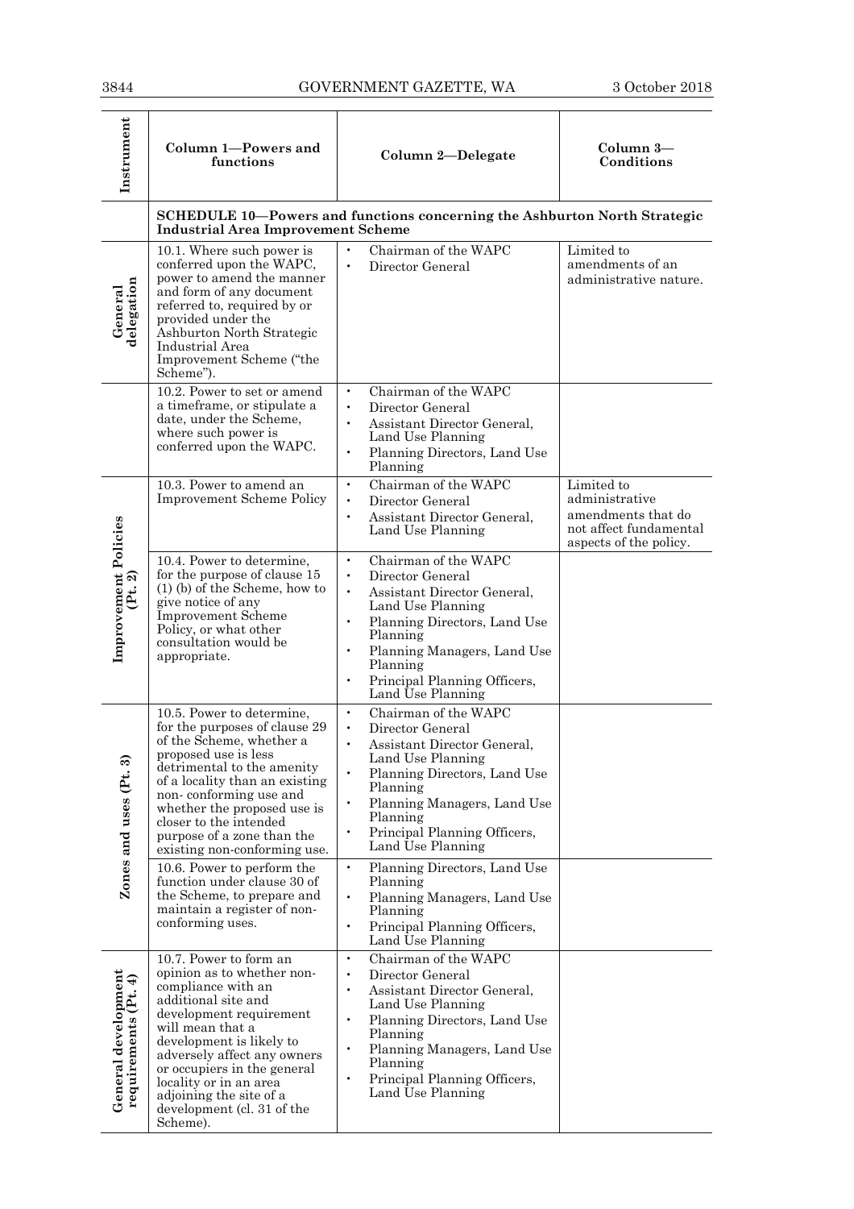| Instrument | Column 1—Powers and functions | Column 2—Delegate | Column 3—Conditions |
|---|---|---|---|
| | **SCHEDULE 10—Powers and functions concerning the Ashburton North Strategic Industrial Area Improvement Scheme** | | |
| General delegation | 10.1. Where such power is conferred upon the WAPC, power to amend the manner and form of any document referred to, required by or provided under the Ashburton North Strategic Industrial Area Improvement Scheme ("the Scheme"). | • Chairman of the WAPC<br>• Director General | Limited to amendments of an administrative nature. |
| | 10.2. Power to set or amend a timeframe, or stipulate a date, under the Scheme, where such power is conferred upon the WAPC. | • Chairman of the WAPC<br>• Director General<br>• Assistant Director General, Land Use Planning<br>• Planning Directors, Land Use Planning | |
| Improvement Policies (Pt. 2) | 10.3. Power to amend an Improvement Scheme Policy | • Chairman of the WAPC<br>• Director General<br>• Assistant Director General, Land Use Planning | Limited to administrative amendments that do not affect fundamental aspects of the policy. |
| | 10.4. Power to determine, for the purpose of clause 15 (1) (b) of the Scheme, how to give notice of any Improvement Scheme Policy, or what other consultation would be appropriate. | • Chairman of the WAPC<br>• Director General<br>• Assistant Director General, Land Use Planning<br>• Planning Directors, Land Use Planning<br>• Planning Managers, Land Use Planning<br>• Principal Planning Officers, Land Use Planning | |
| Zones and uses (Pt. 3) | 10.5. Power to determine, for the purposes of clause 29 of the Scheme, whether a proposed use is less detrimental to the amenity of a locality than an existing non- conforming use and whether the proposed use is closer to the intended purpose of a zone than the existing non-conforming use. | • Chairman of the WAPC<br>• Director General<br>• Assistant Director General, Land Use Planning<br>• Planning Directors, Land Use Planning<br>• Planning Managers, Land Use Planning<br>• Principal Planning Officers, Land Use Planning | |
| | 10.6. Power to perform the function under clause 30 of the Scheme, to prepare and maintain a register of non-conforming uses. | • Planning Directors, Land Use Planning<br>• Planning Managers, Land Use Planning<br>• Principal Planning Officers, Land Use Planning | |
| General development requirements (Pt. 4) | 10.7. Power to form an opinion as to whether non-compliance with an additional site and development requirement will mean that a development is likely to adversely affect any owners or occupiers in the general locality or in an area adjoining the site of a development (cl. 31 of the Scheme). | • Chairman of the WAPC<br>• Director General<br>• Assistant Director General, Land Use Planning<br>• Planning Directors, Land Use Planning<br>• Planning Managers, Land Use Planning<br>• Principal Planning Officers, Land Use Planning | |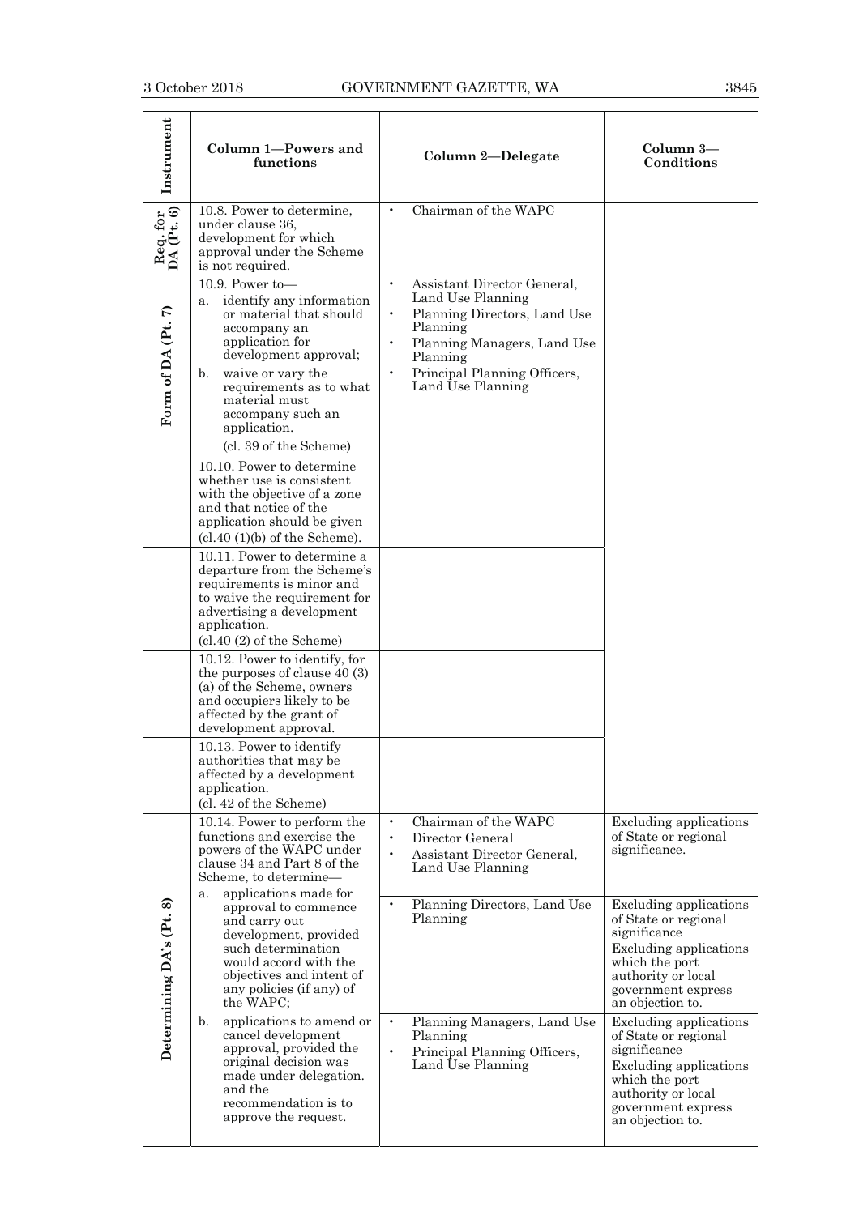| Instrument | Column 1—Powers and functions | Column 2—Delegate | Column 3—Conditions |
|---|---|---|---|
| Req. for DA (Pt. 6) | 10.8. Power to determine, under clause 36, development for which approval under the Scheme is not required. | • Chairman of the WAPC | |
| Form of DA (Pt. 7) | 10.9. Power to— <br> a. identify any information or material that should accompany an application for development approval; <br> b. waive or vary the requirements as to what material must accompany such an application. <br> (cl. 39 of the Scheme) | • Assistant Director General, Land Use Planning <br> • Planning Directors, Land Use Planning <br> • Planning Managers, Land Use Planning <br> • Principal Planning Officers, Land Use Planning | |
| | 10.10. Power to determine whether use is consistent with the objective of a zone and that notice of the application should be given (cl.40 (1)(b) of the Scheme). | | |
| | 10.11. Power to determine a departure from the Scheme's requirements is minor and to waive the requirement for advertising a development application. (cl.40 (2) of the Scheme) | | |
| | 10.12. Power to identify, for the purposes of clause 40 (3)(a) of the Scheme, owners and occupiers likely to be affected by the grant of development approval. | | |
| | 10.13. Power to identify authorities that may be affected by a development application. (cl. 42 of the Scheme) | | |
| Determining DA's (Pt. 8) | 10.14. Power to perform the functions and exercise the powers of the WAPC under clause 34 and Part 8 of the Scheme, to determine— <br> a. applications made for approval to commence and carry out development, provided such determination would accord with the objectives and intent of any policies (if any) of the WAPC; <br> b. applications to amend or cancel development approval, provided the original decision was made under delegation. and the recommendation is to approve the request. | • Chairman of the WAPC <br> • Director General <br> • Assistant Director General, Land Use Planning | Excluding applications of State or regional significance. |
| | | • Planning Directors, Land Use Planning | Excluding applications of State or regional significance <br> Excluding applications which the port authority or local government express an objection to. |
| | | • Planning Managers, Land Use Planning <br> • Principal Planning Officers, Land Use Planning | Excluding applications of State or regional significance <br> Excluding applications which the port authority or local government express an objection to. |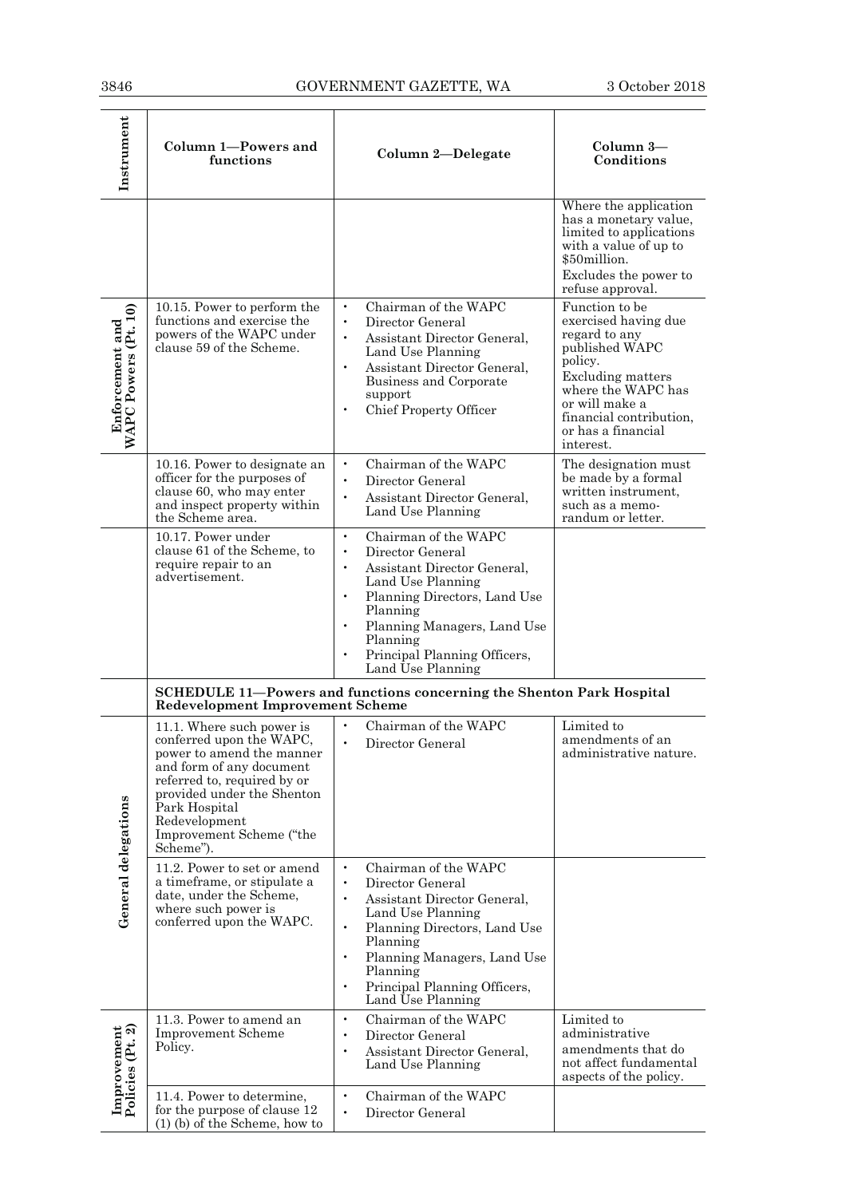| Instrument | Column 1—Powers and functions | Column 2—Delegate | Column 3—Conditions |
|---|---|---|---|
| | | | Where the application has a monetary value, limited to applications with a value of up to $50million. Excludes the power to refuse approval. |
| Enforcement and WAPC Powers (Pt. 10) | 10.15. Power to perform the functions and exercise the powers of the WAPC under clause 59 of the Scheme. | • Chairman of the WAPC • Director General • Assistant Director General, Land Use Planning • Assistant Director General, Business and Corporate support • Chief Property Officer | Function to be exercised having due regard to any published WAPC policy. Excluding matters where the WAPC has or will make a financial contribution, or has a financial interest. |
| | 10.16. Power to designate an officer for the purposes of clause 60, who may enter and inspect property within the Scheme area. | • Chairman of the WAPC • Director General • Assistant Director General, Land Use Planning | The designation must be made by a formal written instrument, such as a memorandum or letter. |
| | 10.17. Power under clause 61 of the Scheme, to require repair to an advertisement. | • Chairman of the WAPC • Director General • Assistant Director General, Land Use Planning • Planning Directors, Land Use Planning • Planning Managers, Land Use Planning • Principal Planning Officers, Land Use Planning | |
| | **SCHEDULE 11—Powers and functions concerning the Shenton Park Hospital Redevelopment Improvement Scheme** | | |
| General delegations | 11.1. Where such power is conferred upon the WAPC, power to amend the manner and form of any document referred to, required by or provided under the Shenton Park Hospital Redevelopment Improvement Scheme ("the Scheme"). | • Chairman of the WAPC • Director General | Limited to amendments of an administrative nature. |
| | 11.2. Power to set or amend a timeframe, or stipulate a date, under the Scheme, where such power is conferred upon the WAPC. | • Chairman of the WAPC • Director General • Assistant Director General, Land Use Planning • Planning Directors, Land Use Planning • Planning Managers, Land Use Planning • Principal Planning Officers, Land Use Planning | |
| Improvement Policies (Pt. 2) | 11.3. Power to amend an Improvement Scheme Policy. | • Chairman of the WAPC • Director General • Assistant Director General, Land Use Planning | Limited to administrative amendments that do not affect fundamental aspects of the policy. |
| | 11.4. Power to determine, for the purpose of clause 12 (1) (b) of the Scheme, how to | • Chairman of the WAPC • Director General | |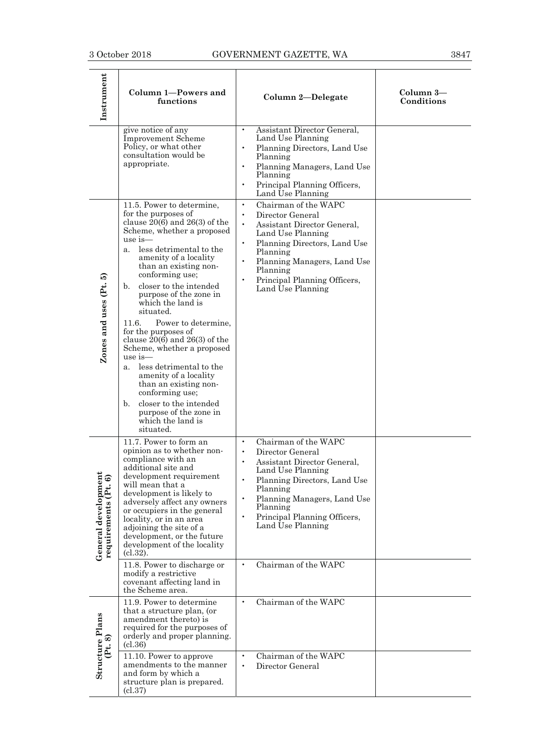| Instrument | Column 1—Powers and functions | Column 2—Delegate | Column 3—Conditions |
|---|---|---|---|
| | give notice of any Improvement Scheme Policy, or what other consultation would be appropriate. | • Assistant Director General, Land Use Planning<br>• Planning Directors, Land Use Planning<br>• Planning Managers, Land Use Planning<br>• Principal Planning Officers, Land Use Planning | |
| Zones and uses (Pt. 5) | 11.5. Power to determine, for the purposes of clause 20(6) and 26(3) of the Scheme, whether a proposed use is—<br>a. less detrimental to the amenity of a locality than an existing non-conforming use;<br>b. closer to the intended purpose of the zone in which the land is situated.<br>11.6. Power to determine, for the purposes of clause 20(6) and 26(3) of the Scheme, whether a proposed use is—<br>a. less detrimental to the amenity of a locality than an existing non-conforming use;<br>b. closer to the intended purpose of the zone in which the land is situated. | • Chairman of the WAPC<br>• Director General<br>• Assistant Director General, Land Use Planning<br>• Planning Directors, Land Use Planning<br>• Planning Managers, Land Use Planning<br>• Principal Planning Officers, Land Use Planning | |
| General development requirements (Pt. 6) | 11.7. Power to form an opinion as to whether non-compliance with an additional site and development requirement will mean that a development is likely to adversely affect any owners or occupiers in the general locality, or in an area adjoining the site of a development, or the future development of the locality (cl.32). | • Chairman of the WAPC<br>• Director General<br>• Assistant Director General, Land Use Planning<br>• Planning Directors, Land Use Planning<br>• Planning Managers, Land Use Planning<br>• Principal Planning Officers, Land Use Planning | |
| | 11.8. Power to discharge or modify a restrictive covenant affecting land in the Scheme area. | • Chairman of the WAPC | |
| Structure Plans (Pt. 8) | 11.9. Power to determine that a structure plan, (or amendment thereto) is required for the purposes of orderly and proper planning. (cl.36) | • Chairman of the WAPC | |
| | 11.10. Power to approve amendments to the manner and form by which a structure plan is prepared. (cl.37) | • Chairman of the WAPC<br>• Director General | |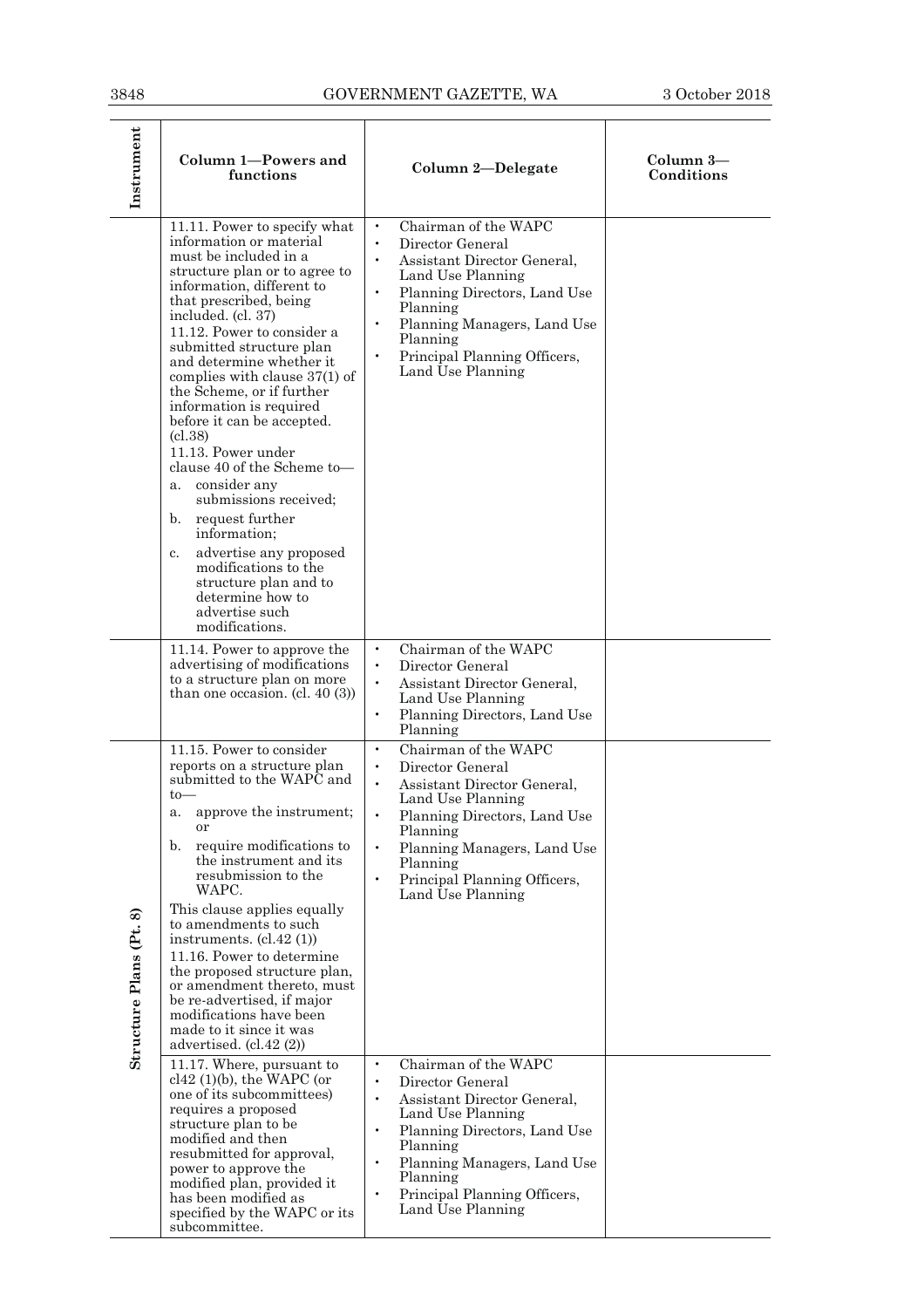| Instrument | Column 1—Powers and functions | Column 2—Delegate | Column 3—Conditions |
|---|---|---|---|
| | 11.11. Power to specify what information or material must be included in a structure plan or to agree to information, different to that prescribed, being included. (cl. 37)<br>11.12. Power to consider a submitted structure plan and determine whether it complies with clause 37(1) of the Scheme, or if further information is required before it can be accepted. (cl.38)<br>11.13. Power under clause 40 of the Scheme to—<br>a. consider any submissions received;<br>b. request further information;<br>c. advertise any proposed modifications to the structure plan and to determine how to advertise such modifications. | • Chairman of the WAPC<br>• Director General<br>• Assistant Director General, Land Use Planning<br>• Planning Directors, Land Use Planning<br>• Planning Managers, Land Use Planning<br>• Principal Planning Officers, Land Use Planning | |
| | 11.14. Power to approve the advertising of modifications to a structure plan on more than one occasion. (cl. 40 (3)) | • Chairman of the WAPC<br>• Director General<br>• Assistant Director General, Land Use Planning<br>• Planning Directors, Land Use Planning | |
| Structure Plans (Pt. 8) | 11.15. Power to consider reports on a structure plan submitted to the WAPC and to—<br>a. approve the instrument; or<br>b. require modifications to the instrument and its resubmission to the WAPC.<br>This clause applies equally to amendments to such instruments. (cl.42 (1))<br>11.16. Power to determine the proposed structure plan, or amendment thereto, must be re-advertised, if major modifications have been made to it since it was advertised. (cl.42 (2)) | • Chairman of the WAPC<br>• Director General<br>• Assistant Director General, Land Use Planning<br>• Planning Directors, Land Use Planning<br>• Planning Managers, Land Use Planning<br>• Principal Planning Officers, Land Use Planning | |
| | 11.17. Where, pursuant to cl42 (1)(b), the WAPC (or one of its subcommittees) requires a proposed structure plan to be modified and then resubmitted for approval, power to approve the modified plan, provided it has been modified as specified by the WAPC or its subcommittee. | • Chairman of the WAPC<br>• Director General<br>• Assistant Director General, Land Use Planning<br>• Planning Directors, Land Use Planning<br>• Planning Managers, Land Use Planning<br>• Principal Planning Officers, Land Use Planning | |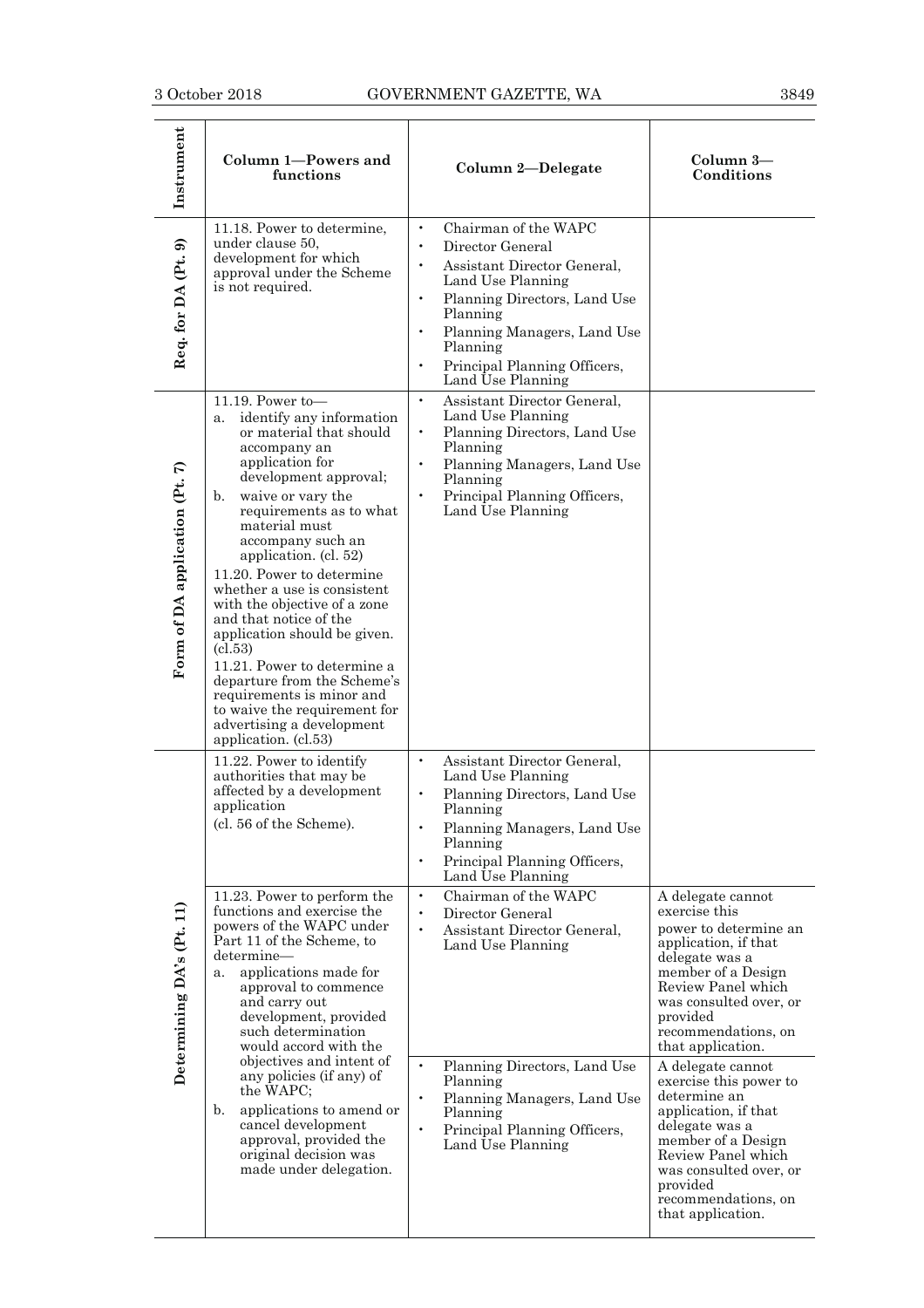| Instrument | Column 1—Powers and functions | Column 2—Delegate | Column 3—Conditions |
|---|---|---|---|
| Req. for DA (Pt. 9) | 11.18. Power to determine, under clause 50, development for which approval under the Scheme is not required. | • Chairman of the WAPC<br>• Director General<br>• Assistant Director General, Land Use Planning<br>• Planning Directors, Land Use Planning<br>• Planning Managers, Land Use Planning<br>• Principal Planning Officers, Land Use Planning | |
| Form of DA application (Pt. 7) | 11.19. Power to—<br>a. identify any information or material that should accompany an application for development approval;<br>b. waive or vary the requirements as to what material must accompany such an application. (cl. 52)<br>11.20. Power to determine whether a use is consistent with the objective of a zone and that notice of the application should be given. (cl.53)<br>11.21. Power to determine a departure from the Scheme's requirements is minor and to waive the requirement for advertising a development application. (cl.53) | • Assistant Director General, Land Use Planning<br>• Planning Directors, Land Use Planning<br>• Planning Managers, Land Use Planning<br>• Principal Planning Officers, Land Use Planning | |
| Determining DA's (Pt. 11) | 11.22. Power to identify authorities that may be affected by a development application (cl. 56 of the Scheme). | • Assistant Director General, Land Use Planning<br>• Planning Directors, Land Use Planning<br>• Planning Managers, Land Use Planning<br>• Principal Planning Officers, Land Use Planning | |
| | 11.23. Power to perform the functions and exercise the powers of the WAPC under Part 11 of the Scheme, to determine—<br>a. applications made for approval to commence and carry out development, provided such determination would accord with the objectives and intent of any policies (if any) of the WAPC;<br>b. applications to amend or cancel development approval, provided the original decision was made under delegation. | • Chairman of the WAPC<br>• Director General<br>• Assistant Director General, Land Use Planning | A delegate cannot exercise this power to determine an application, if that delegate was a member of a Design Review Panel which was consulted over, or provided recommendations, on that application. |
| | | • Planning Directors, Land Use Planning<br>• Planning Managers, Land Use Planning<br>• Principal Planning Officers, Land Use Planning | A delegate cannot exercise this power to determine an application, if that delegate was a member of a Design Review Panel which was consulted over, or provided recommendations, on that application. |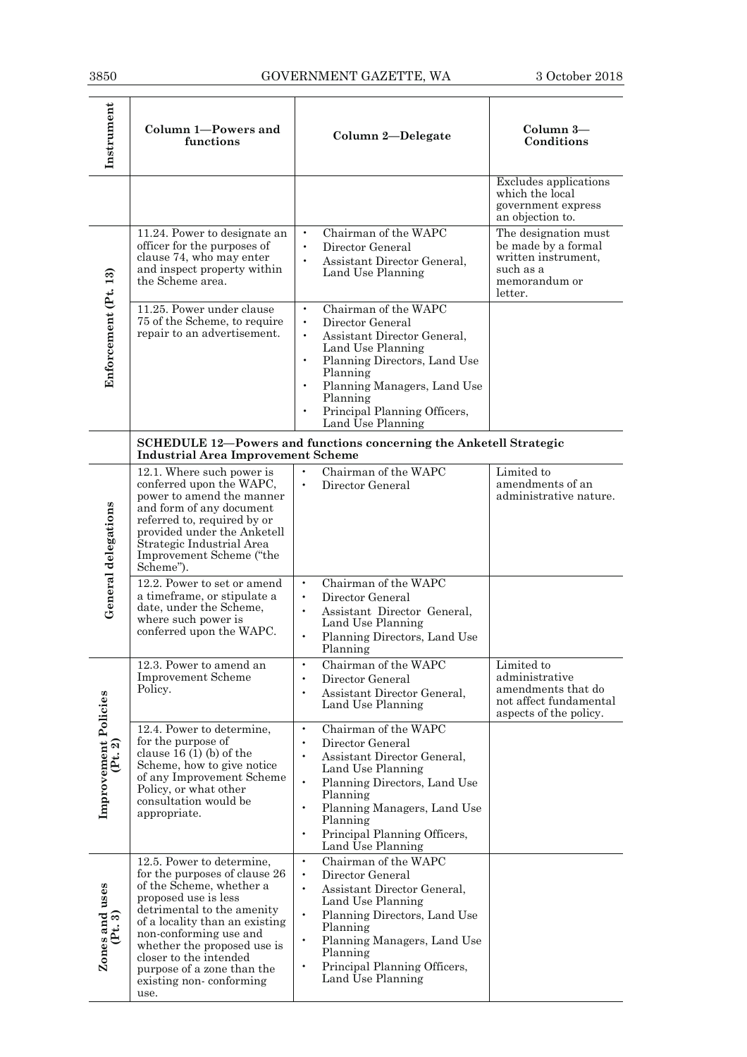| Instrument | Column 1—Powers and functions | Column 2—Delegate | Column 3—Conditions |
|---|---|---|---|
| | | | Excludes applications which the local government express an objection to. |
| Enforcement (Pt. 13) | 11.24. Power to designate an officer for the purposes of clause 74, who may enter and inspect property within the Scheme area. | • Chairman of the WAPC<br>• Director General<br>• Assistant Director General, Land Use Planning | The designation must be made by a formal written instrument, such as a memorandum or letter. |
| | 11.25. Power under clause 75 of the Scheme, to require repair to an advertisement. | • Chairman of the WAPC<br>• Director General<br>• Assistant Director General, Land Use Planning<br>• Planning Directors, Land Use Planning<br>• Planning Managers, Land Use Planning<br>• Principal Planning Officers, Land Use Planning | |
| | **SCHEDULE 12—Powers and functions concerning the Anketell Strategic Industrial Area Improvement Scheme** | | |
| General delegations | 12.1. Where such power is conferred upon the WAPC, power to amend the manner and form of any document referred to, required by or provided under the Anketell Strategic Industrial Area Improvement Scheme ("the Scheme"). | • Chairman of the WAPC<br>• Director General | Limited to amendments of an administrative nature. |
| | 12.2. Power to set or amend a timeframe, or stipulate a date, under the Scheme, where such power is conferred upon the WAPC. | • Chairman of the WAPC<br>• Director General<br>• Assistant Director General, Land Use Planning<br>• Planning Directors, Land Use Planning | |
| Improvement Policies (Pt. 2) | 12.3. Power to amend an Improvement Scheme Policy. | • Chairman of the WAPC<br>• Director General<br>• Assistant Director General, Land Use Planning | Limited to administrative amendments that do not affect fundamental aspects of the policy. |
| | 12.4. Power to determine, for the purpose of clause 16 (1) (b) of the Scheme, how to give notice of any Improvement Scheme Policy, or what other consultation would be appropriate. | • Chairman of the WAPC<br>• Director General<br>• Assistant Director General, Land Use Planning<br>• Planning Directors, Land Use Planning<br>• Planning Managers, Land Use Planning<br>• Principal Planning Officers, Land Use Planning | |
| Zones and uses (Pt. 3) | 12.5. Power to determine, for the purposes of clause 26 of the Scheme, whether a proposed use is less detrimental to the amenity of a locality than an existing non-conforming use and whether the proposed use is closer to the intended purpose of a zone than the existing non- conforming use. | • Chairman of the WAPC<br>• Director General<br>• Assistant Director General, Land Use Planning<br>• Planning Directors, Land Use Planning<br>• Planning Managers, Land Use Planning<br>• Principal Planning Officers, Land Use Planning | |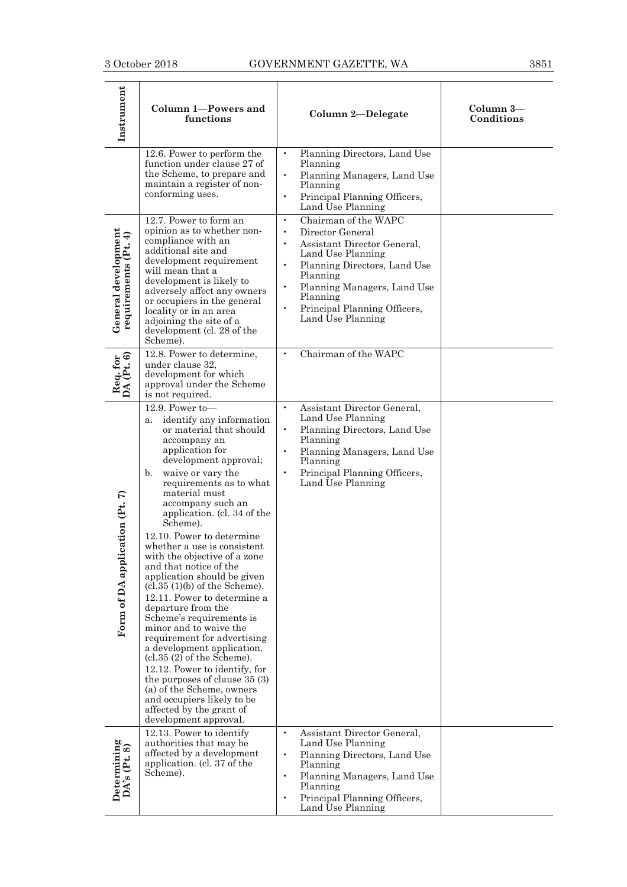| Instrument | Column 1—Powers and functions | Column 2—Delegate | Column 3—Conditions |
|---|---|---|---|
| | 12.6. Power to perform the function under clause 27 of the Scheme, to prepare and maintain a register of non-conforming uses. | • Planning Directors, Land Use Planning<br>• Planning Managers, Land Use Planning<br>• Principal Planning Officers, Land Use Planning | |
| General development requirements (Pt. 4) | 12.7. Power to form an opinion as to whether non-compliance with an additional site and development requirement will mean that a development is likely to adversely affect any owners or occupiers in the general locality or in an area adjoining the site of a development (cl. 28 of the Scheme). | • Chairman of the WAPC<br>• Director General<br>• Assistant Director General, Land Use Planning<br>• Planning Directors, Land Use Planning<br>• Planning Managers, Land Use Planning<br>• Principal Planning Officers, Land Use Planning | |
| Req. for DA (Pt. 6) | 12.8. Power to determine, under clause 32, development for which approval under the Scheme is not required. | • Chairman of the WAPC | |
| Form of DA application (Pt. 7) | 12.9. Power to—<br>a. identify any information or material that should accompany an application for development approval;<br>b. waive or vary the requirements as to what material must accompany such an application. (cl. 34 of the Scheme).<br>12.10. Power to determine whether a use is consistent with the objective of a zone and that notice of the application should be given (cl.35 (1)(b) of the Scheme).<br>12.11. Power to determine a departure from the Scheme's requirements is minor and to waive the requirement for advertising a development application. (cl.35 (2) of the Scheme).<br>12.12. Power to identify, for the purposes of clause 35 (3) (a) of the Scheme, owners and occupiers likely to be affected by the grant of development approval. | • Assistant Director General, Land Use Planning<br>• Planning Directors, Land Use Planning<br>• Planning Managers, Land Use Planning<br>• Principal Planning Officers, Land Use Planning | |
| Determining DA's (Pt. 8) | 12.13. Power to identify authorities that may be affected by a development application. (cl. 37 of the Scheme). | • Assistant Director General, Land Use Planning<br>• Planning Directors, Land Use Planning<br>• Planning Managers, Land Use Planning<br>• Principal Planning Officers, Land Use Planning | |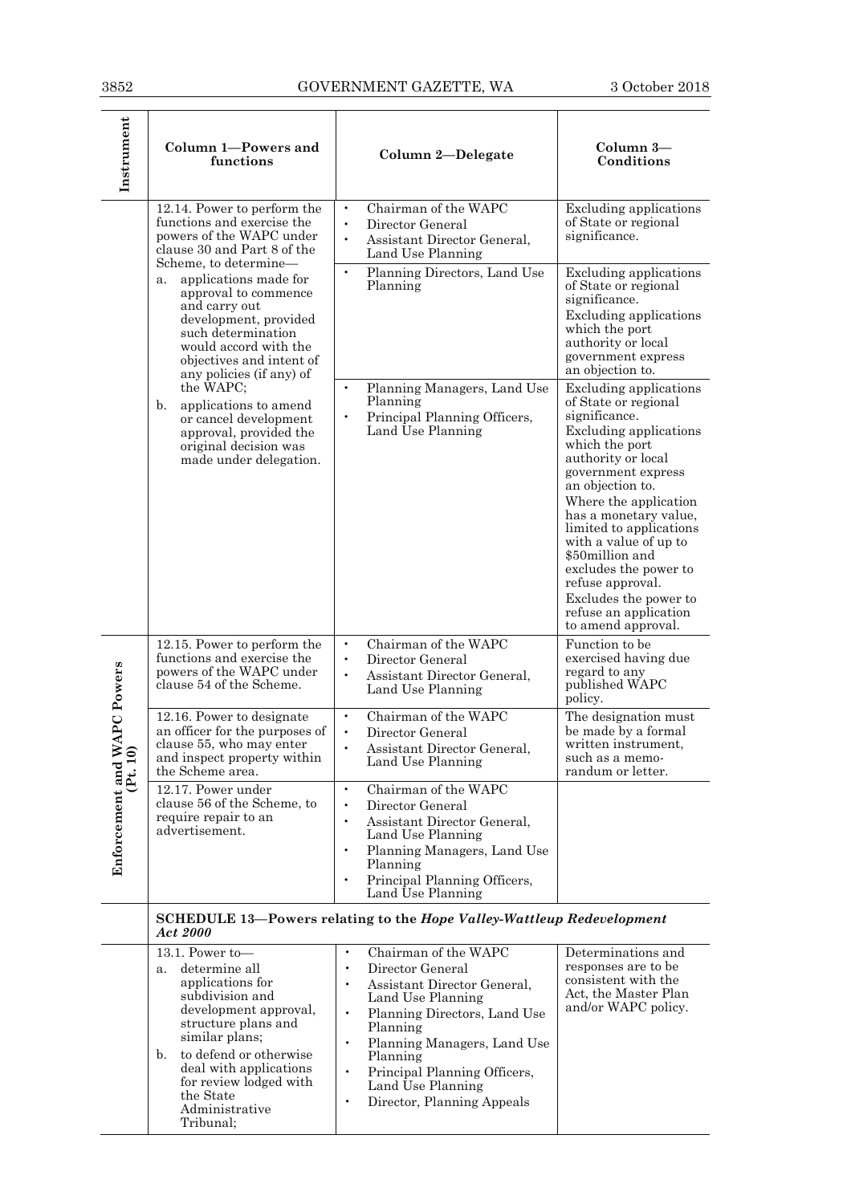| Instrument | Column 1—Powers and functions | Column 2—Delegate | Column 3—Conditions |
|---|---|---|---|
| | 12.14. Power to perform the functions and exercise the powers of the WAPC under clause 30 and Part 8 of the Scheme, to determine— a. applications made for approval to commence and carry out development, provided such determination would accord with the objectives and intent of any policies (if any) of the WAPC; b. applications to amend or cancel development approval, provided the original decision was made under delegation. | • Chairman of the WAPC • Director General • Assistant Director General, Land Use Planning | Excluding applications of State or regional significance. |
| | | • Planning Directors, Land Use Planning | Excluding applications of State or regional significance. Excluding applications which the port authority or local government express an objection to. |
| | | • Planning Managers, Land Use Planning • Principal Planning Officers, Land Use Planning | Excluding applications of State or regional significance. Excluding applications which the port authority or local government express an objection to. Where the application has a monetary value, limited to applications with a value of up to $50million and excludes the power to refuse approval. Excludes the power to refuse an application to amend approval. |
| Enforcement and WAPC Powers (Pt. 10) | 12.15. Power to perform the functions and exercise the powers of the WAPC under clause 54 of the Scheme. | • Chairman of the WAPC • Director General • Assistant Director General, Land Use Planning | Function to be exercised having due regard to any published WAPC policy. |
| | 12.16. Power to designate an officer for the purposes of clause 55, who may enter and inspect property within the Scheme area. | • Chairman of the WAPC • Director General • Assistant Director General, Land Use Planning | The designation must be made by a formal written instrument, such as a memo-randum or letter. |
| | 12.17. Power under clause 56 of the Scheme, to require repair to an advertisement. | • Chairman of the WAPC • Director General • Assistant Director General, Land Use Planning • Planning Managers, Land Use Planning • Principal Planning Officers, Land Use Planning | |
| | **SCHEDULE 13—Powers relating to the *Hope Valley-Wattleup Redevelopment Act 2000*** | | |
| | 13.1. Power to— a. determine all applications for subdivision and development approval, structure plans and similar plans; b. to defend or otherwise deal with applications for review lodged with the State Administrative Tribunal; | • Chairman of the WAPC • Director General • Assistant Director General, Land Use Planning • Planning Directors, Land Use Planning • Planning Managers, Land Use Planning • Principal Planning Officers, Land Use Planning • Director, Planning Appeals | Determinations and responses are to be consistent with the Act, the Master Plan and/or WAPC policy. |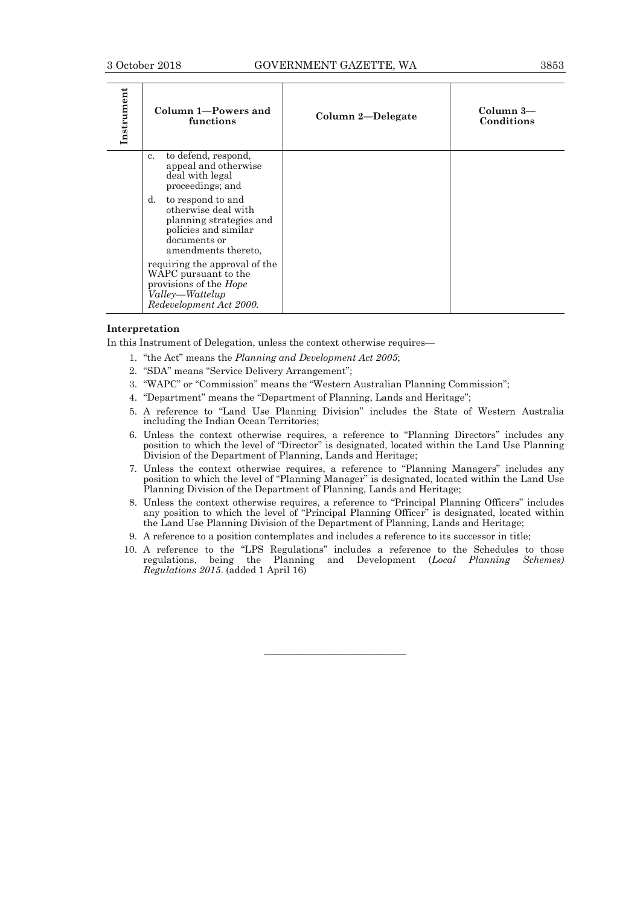| Instrument | Column 1—Powers and functions | Column 2—Delegate | Column 3—Conditions |
|---|---|---|---|
| | c. to defend, respond, appeal and otherwise deal with legal proceedings; and<br>d. to respond to and otherwise deal with planning strategies and policies and similar documents or amendments thereto,<br>requiring the approval of the WAPC pursuant to the provisions of the *Hope Valley—Wattelup Redevelopment Act 2000.* | | |

**Interpretation**

In this Instrument of Delegation, unless the context otherwise requires—

1. "the Act" means the *Planning and Development Act 2005*;
2. "SDA" means "Service Delivery Arrangement";
3. "WAPC" or "Commission" means the "Western Australian Planning Commission";
4. "Department" means the "Department of Planning, Lands and Heritage";
5. A reference to "Land Use Planning Division" includes the State of Western Australia including the Indian Ocean Territories;
6. Unless the context otherwise requires, a reference to "Planning Directors" includes any position to which the level of "Director" is designated, located within the Land Use Planning Division of the Department of Planning, Lands and Heritage;
7. Unless the context otherwise requires, a reference to "Planning Managers" includes any position to which the level of "Planning Manager" is designated, located within the Land Use Planning Division of the Department of Planning, Lands and Heritage;
8. Unless the context otherwise requires, a reference to "Principal Planning Officers" includes any position to which the level of "Principal Planning Officer" is designated, located within the Land Use Planning Division of the Department of Planning, Lands and Heritage;
9. A reference to a position contemplates and includes a reference to its successor in title;
10. A reference to the "LPS Regulations" includes a reference to the Schedules to those regulations, being the Planning and Development (*Local Planning Schemes) Regulations 2015.* (added 1 April 16)

———————————